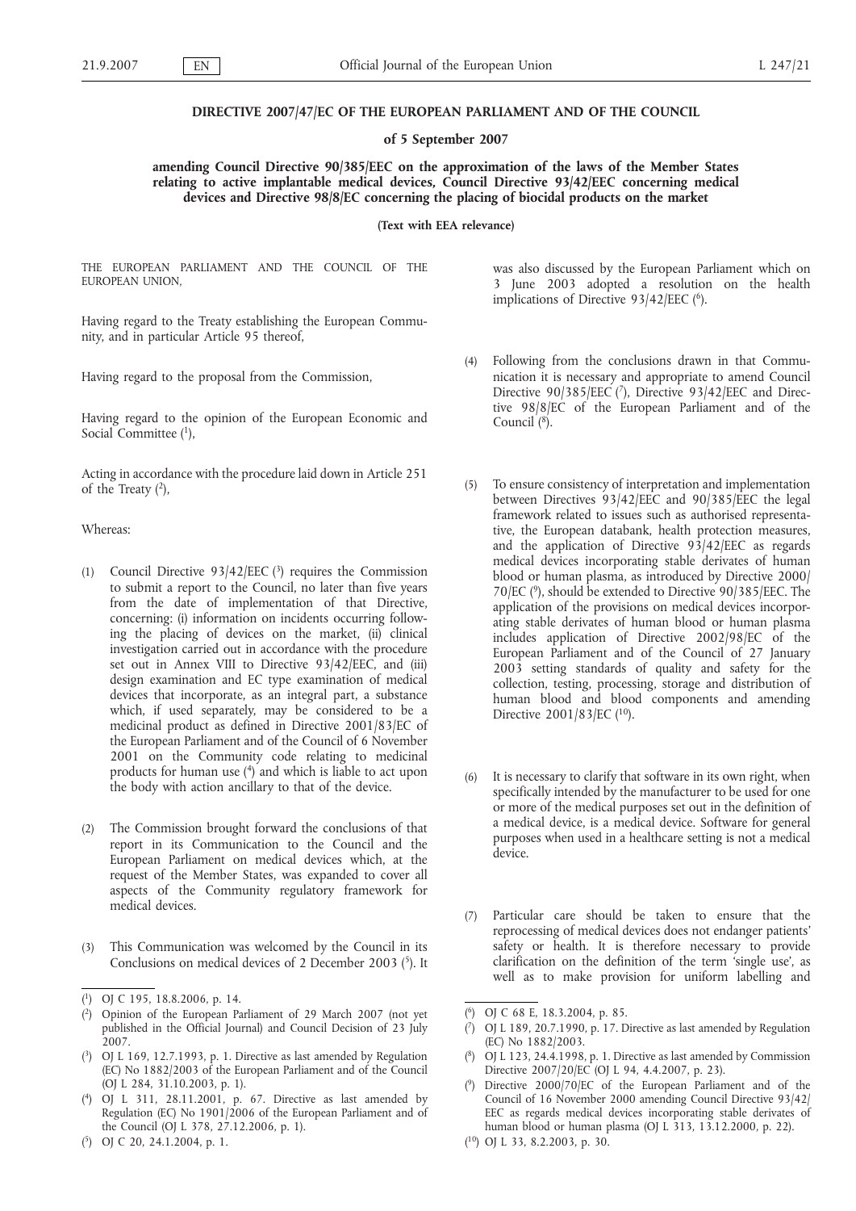**DIRECTIVE 2007/47/EC OF THE EUROPEAN PARLIAMENT AND OF THE COUNCIL**

**of 5 September 2007**

**amending Council Directive 90/385/EEC on the approximation of the laws of the Member States relating to active implantable medical devices, Council Directive 93/42/EEC concerning medical devices and Directive 98/8/EC concerning the placing of biocidal products on the market**

**(Text with EEA relevance)**

THE EUROPEAN PARLIAMENT AND THE COUNCIL OF THE EUROPEAN UNION,

Having regard to the Treaty establishing the European Community, and in particular Article 95 thereof,

Having regard to the proposal from the Commission,

Having regard to the opinion of the European Economic and Social Committee [1],

Acting in accordance with the procedure laid down in Article 251 of the Treaty [2],

Whereas:

(1) Council Directive 93/42/EEC [3] requires the Commission to submit a report to the Council, no later than five years from the date of implementation of that Directive, concerning: (i) information on incidents occurring following the placing of devices on the market, (ii) clinical investigation carried out in accordance with the procedure set out in Annex VIII to Directive 93/42/EEC, and (iii) design examination and EC type examination of medical devices that incorporate, as an integral part, a substance which, if used separately, may be considered to be a medicinal product as defined in Directive 2001/83/EC of the European Parliament and of the Council of 6 November 2001 on the Community code relating to medicinal products for human use [4] and which is liable to act upon the body with action ancillary to that of the device.

(2) The Commission brought forward the conclusions of that report in its Communication to the Council and the European Parliament on medical devices which, at the request of the Member States, was expanded to cover all aspects of the Community regulatory framework for medical devices.

(3) This Communication was welcomed by the Council in its Conclusions on medical devices of 2 December 2003 [5]. It was also discussed by the European Parliament which on 3 June 2003 adopted a resolution on the health implications of Directive 93/42/EEC [6].

(4) Following from the conclusions drawn in that Communication it is necessary and appropriate to amend Council Directive 90/385/EEC [7], Directive 93/42/EEC and Directive 98/8/EC of the European Parliament and of the Council [8].

(5) To ensure consistency of interpretation and implementation between Directives 93/42/EEC and 90/385/EEC the legal framework related to issues such as authorised representative, the European databank, health protection measures, and the application of Directive 93/42/EEC as regards medical devices incorporating stable derivates of human blood or human plasma, as introduced by Directive 2000/70/EC [9], should be extended to Directive 90/385/EEC. The application of the provisions on medical devices incorporating stable derivates of human blood or human plasma includes application of Directive 2002/98/EC of the European Parliament and of the Council of 27 January 2003 setting standards of quality and safety for the collection, testing, processing, storage and distribution of human blood and blood components and amending Directive 2001/83/EC [10].

(6) It is necessary to clarify that software in its own right, when specifically intended by the manufacturer to be used for one or more of the medical purposes set out in the definition of a medical device, is a medical device. Software for general purposes when used in a healthcare setting is not a medical device.

(7) Particular care should be taken to ensure that the reprocessing of medical devices does not endanger patients' safety or health. It is therefore necessary to provide clarification on the definition of the term 'single use', as well as to make provision for uniform labelling and

---

[1] OJ C 195, 18.8.2006, p. 14.

[2] Opinion of the European Parliament of 29 March 2007 (not yet published in the Official Journal) and Council Decision of 23 July 2007.

[3] OJ L 169, 12.7.1993, p. 1. Directive as last amended by Regulation (EC) No 1882/2003 of the European Parliament and of the Council (OJ L 284, 31.10.2003, p. 1).

[4] OJ L 311, 28.11.2001, p. 67. Directive as last amended by Regulation (EC) No 1901/2006 of the European Parliament and of the Council (OJ L 378, 27.12.2006, p. 1).

[5] OJ C 20, 24.1.2004, p. 1.

[6] OJ C 68 E, 18.3.2004, p. 85.

[7] OJ L 189, 20.7.1990, p. 17. Directive as last amended by Regulation (EC) No 1882/2003.

[8] OJ L 123, 24.4.1998, p. 1. Directive as last amended by Commission Directive 2007/20/EC (OJ L 94, 4.4.2007, p. 23).

[9] Directive 2000/70/EC of the European Parliament and of the Council of 16 November 2000 amending Council Directive 93/42/EEC as regards medical devices incorporating stable derivates of human blood or human plasma (OJ L 313, 13.12.2000, p. 22).

[10] OJ L 33, 8.2.2003, p. 30.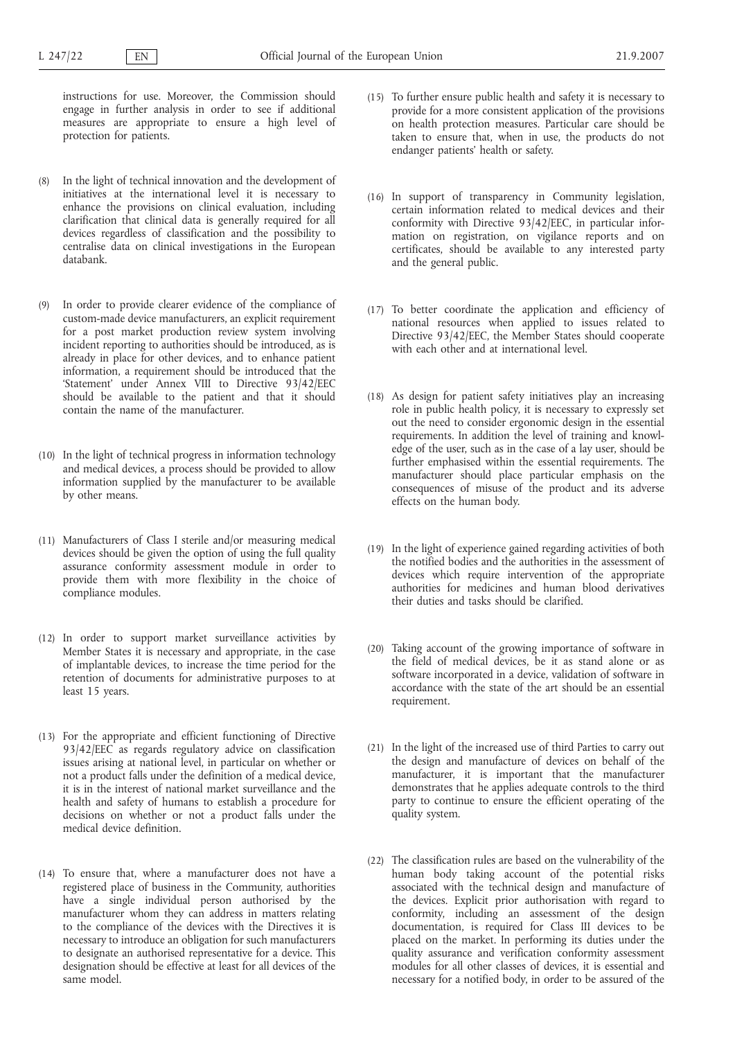instructions for use. Moreover, the Commission should engage in further analysis in order to see if additional measures are appropriate to ensure a high level of protection for patients.

(8) In the light of technical innovation and the development of initiatives at the international level it is necessary to enhance the provisions on clinical evaluation, including clarification that clinical data is generally required for all devices regardless of classification and the possibility to centralise data on clinical investigations in the European databank.

(9) In order to provide clearer evidence of the compliance of custom-made device manufacturers, an explicit requirement for a post market production review system involving incident reporting to authorities should be introduced, as is already in place for other devices, and to enhance patient information, a requirement should be introduced that the 'Statement' under Annex VIII to Directive 93/42/EEC should be available to the patient and that it should contain the name of the manufacturer.

(10) In the light of technical progress in information technology and medical devices, a process should be provided to allow information supplied by the manufacturer to be available by other means.

(11) Manufacturers of Class I sterile and/or measuring medical devices should be given the option of using the full quality assurance conformity assessment module in order to provide them with more flexibility in the choice of compliance modules.

(12) In order to support market surveillance activities by Member States it is necessary and appropriate, in the case of implantable devices, to increase the time period for the retention of documents for administrative purposes to at least 15 years.

(13) For the appropriate and efficient functioning of Directive 93/42/EEC as regards regulatory advice on classification issues arising at national level, in particular on whether or not a product falls under the definition of a medical device, it is in the interest of national market surveillance and the health and safety of humans to establish a procedure for decisions on whether or not a product falls under the medical device definition.

(14) To ensure that, where a manufacturer does not have a registered place of business in the Community, authorities have a single individual person authorised by the manufacturer whom they can address in matters relating to the compliance of the devices with the Directives it is necessary to introduce an obligation for such manufacturers to designate an authorised representative for a device. This designation should be effective at least for all devices of the same model.

(15) To further ensure public health and safety it is necessary to provide for a more consistent application of the provisions on health protection measures. Particular care should be taken to ensure that, when in use, the products do not endanger patients' health or safety.

(16) In support of transparency in Community legislation, certain information related to medical devices and their conformity with Directive 93/42/EEC, in particular information on registration, on vigilance reports and on certificates, should be available to any interested party and the general public.

(17) To better coordinate the application and efficiency of national resources when applied to issues related to Directive 93/42/EEC, the Member States should cooperate with each other and at international level.

(18) As design for patient safety initiatives play an increasing role in public health policy, it is necessary to expressly set out the need to consider ergonomic design in the essential requirements. In addition the level of training and knowledge of the user, such as in the case of a lay user, should be further emphasised within the essential requirements. The manufacturer should place particular emphasis on the consequences of misuse of the product and its adverse effects on the human body.

(19) In the light of experience gained regarding activities of both the notified bodies and the authorities in the assessment of devices which require intervention of the appropriate authorities for medicines and human blood derivatives their duties and tasks should be clarified.

(20) Taking account of the growing importance of software in the field of medical devices, be it as stand alone or as software incorporated in a device, validation of software in accordance with the state of the art should be an essential requirement.

(21) In the light of the increased use of third Parties to carry out the design and manufacture of devices on behalf of the manufacturer, it is important that the manufacturer demonstrates that he applies adequate controls to the third party to continue to ensure the efficient operating of the quality system.

(22) The classification rules are based on the vulnerability of the human body taking account of the potential risks associated with the technical design and manufacture of the devices. Explicit prior authorisation with regard to conformity, including an assessment of the design documentation, is required for Class III devices to be placed on the market. In performing its duties under the quality assurance and verification conformity assessment modules for all other classes of devices, it is essential and necessary for a notified body, in order to be assured of the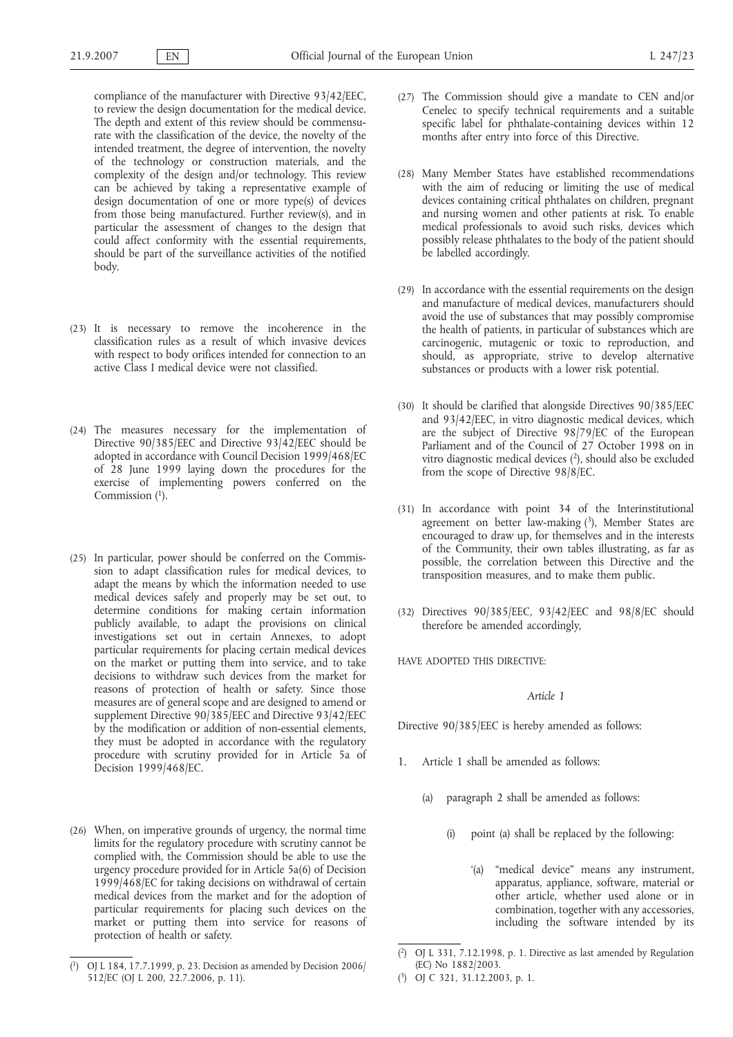compliance of the manufacturer with Directive 93/42/EEC, to review the design documentation for the medical device. The depth and extent of this review should be commensurate with the classification of the device, the novelty of the intended treatment, the degree of intervention, the novelty of the technology or construction materials, and the complexity of the design and/or technology. This review can be achieved by taking a representative example of design documentation of one or more type(s) of devices from those being manufactured. Further review(s), and in particular the assessment of changes to the design that could affect conformity with the essential requirements, should be part of the surveillance activities of the notified body.

(23) It is necessary to remove the incoherence in the classification rules as a result of which invasive devices with respect to body orifices intended for connection to an active Class I medical device were not classified.

(24) The measures necessary for the implementation of Directive 90/385/EEC and Directive 93/42/EEC should be adopted in accordance with Council Decision 1999/468/EC of 28 June 1999 laying down the procedures for the exercise of implementing powers conferred on the Commission [1].

(25) In particular, power should be conferred on the Commission to adapt classification rules for medical devices, to adapt the means by which the information needed to use medical devices safely and properly may be set out, to determine conditions for making certain information publicly available, to adapt the provisions on clinical investigations set out in certain Annexes, to adopt particular requirements for placing certain medical devices on the market or putting them into service, and to take decisions to withdraw such devices from the market for reasons of protection of health or safety. Since those measures are of general scope and are designed to amend or supplement Directive 90/385/EEC and Directive 93/42/EEC by the modification or addition of non-essential elements, they must be adopted in accordance with the regulatory procedure with scrutiny provided for in Article 5a of Decision 1999/468/EC.

(26) When, on imperative grounds of urgency, the normal time limits for the regulatory procedure with scrutiny cannot be complied with, the Commission should be able to use the urgency procedure provided for in Article 5a(6) of Decision 1999/468/EC for taking decisions on withdrawal of certain medical devices from the market and for the adoption of particular requirements for placing such devices on the market or putting them into service for reasons of protection of health or safety.

(27) The Commission should give a mandate to CEN and/or Cenelec to specify technical requirements and a suitable specific label for phthalate-containing devices within 12 months after entry into force of this Directive.

(28) Many Member States have established recommendations with the aim of reducing or limiting the use of medical devices containing critical phthalates on children, pregnant and nursing women and other patients at risk. To enable medical professionals to avoid such risks, devices which possibly release phthalates to the body of the patient should be labelled accordingly.

(29) In accordance with the essential requirements on the design and manufacture of medical devices, manufacturers should avoid the use of substances that may possibly compromise the health of patients, in particular of substances which are carcinogenic, mutagenic or toxic to reproduction, and should, as appropriate, strive to develop alternative substances or products with a lower risk potential.

(30) It should be clarified that alongside Directives 90/385/EEC and 93/42/EEC, in vitro diagnostic medical devices, which are the subject of Directive 98/79/EC of the European Parliament and of the Council of 27 October 1998 on in vitro diagnostic medical devices [2], should also be excluded from the scope of Directive 98/8/EC.

(31) In accordance with point 34 of the Interinstitutional agreement on better law-making [3], Member States are encouraged to draw up, for themselves and in the interests of the Community, their own tables illustrating, as far as possible, the correlation between this Directive and the transposition measures, and to make them public.

(32) Directives 90/385/EEC, 93/42/EEC and 98/8/EC should therefore be amended accordingly,

HAVE ADOPTED THIS DIRECTIVE:

*Article 1*

Directive 90/385/EEC is hereby amended as follows:

1. Article 1 shall be amended as follows:

   (a) paragraph 2 shall be amended as follows:

      (i) point (a) shall be replaced by the following:

         '(a) "medical device" means any instrument, apparatus, appliance, software, material or other article, whether used alone or in combination, together with any accessories, including the software intended by its

---

[1] OJ L 184, 17.7.1999, p. 23. Decision as amended by Decision 2006/512/EC (OJ L 200, 22.7.2006, p. 11).

[2] OJ L 331, 7.12.1998, p. 1. Directive as last amended by Regulation (EC) No 1882/2003.

[3] OJ C 321, 31.12.2003, p. 1.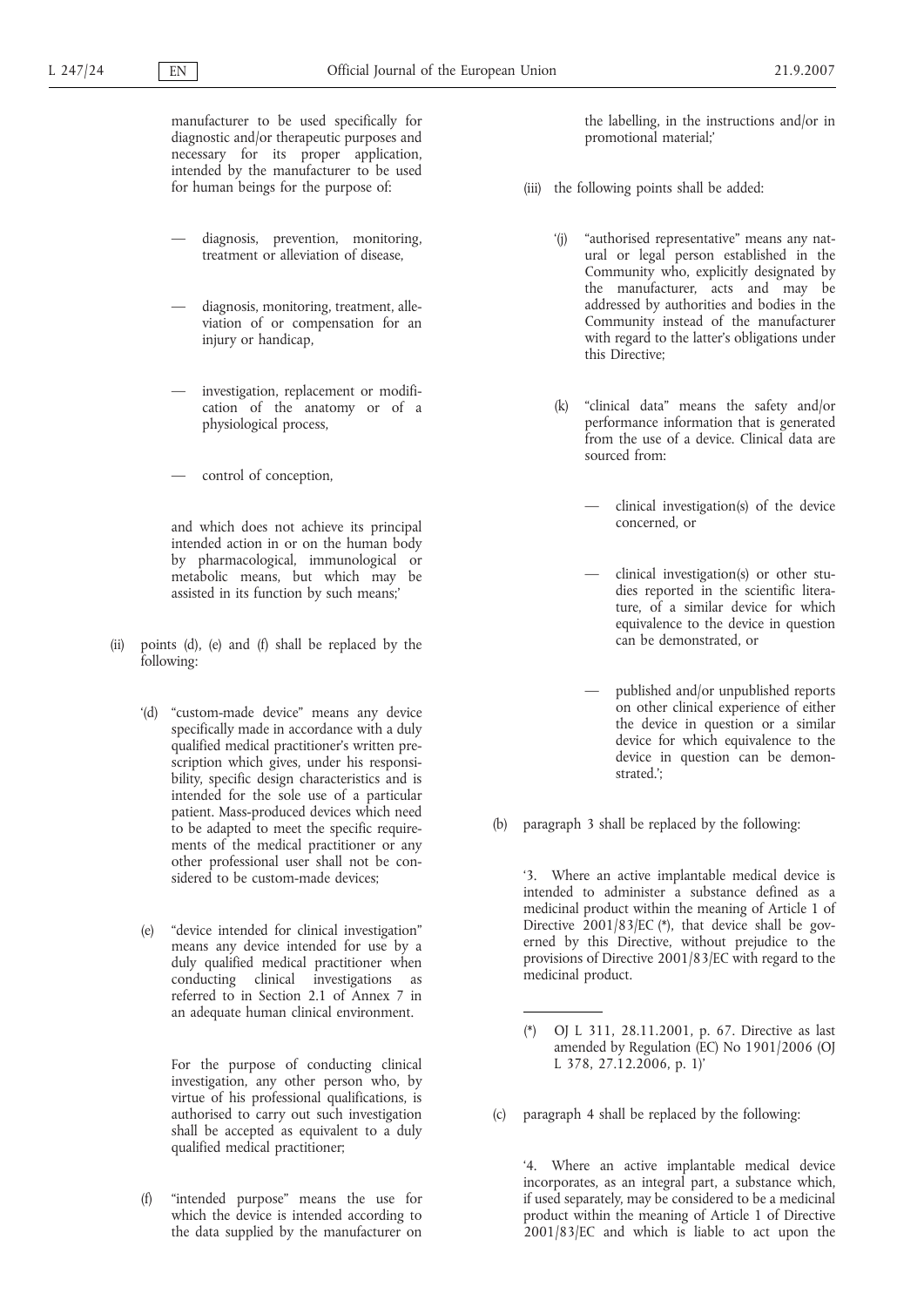manufacturer to be used specifically for diagnostic and/or therapeutic purposes and necessary for its proper application, intended by the manufacturer to be used for human beings for the purpose of:

- diagnosis, prevention, monitoring, treatment or alleviation of disease,
- diagnosis, monitoring, treatment, alleviation of or compensation for an injury or handicap,
- investigation, replacement or modification of the anatomy or of a physiological process,
- control of conception,

and which does not achieve its principal intended action in or on the human body by pharmacological, immunological or metabolic means, but which may be assisted in its function by such means;'

(ii) points (d), (e) and (f) shall be replaced by the following:

'(d) "custom-made device" means any device specifically made in accordance with a duly qualified medical practitioner's written prescription which gives, under his responsibility, specific design characteristics and is intended for the sole use of a particular patient. Mass-produced devices which need to be adapted to meet the specific requirements of the medical practitioner or any other professional user shall not be considered to be custom-made devices;

(e) "device intended for clinical investigation" means any device intended for use by a duly qualified medical practitioner when conducting clinical investigations as referred to in Section 2.1 of Annex 7 in an adequate human clinical environment.

For the purpose of conducting clinical investigation, any other person who, by virtue of his professional qualifications, is authorised to carry out such investigation shall be accepted as equivalent to a duly qualified medical practitioner;

(f) "intended purpose" means the use for which the device is intended according to the data supplied by the manufacturer on the labelling, in the instructions and/or in promotional material;'

(iii) the following points shall be added:

'(j) "authorised representative" means any natural or legal person established in the Community who, explicitly designated by the manufacturer, acts and may be addressed by authorities and bodies in the Community instead of the manufacturer with regard to the latter's obligations under this Directive;

(k) "clinical data" means the safety and/or performance information that is generated from the use of a device. Clinical data are sourced from:

- clinical investigation(s) of the device concerned, or
- clinical investigation(s) or other studies reported in the scientific literature, of a similar device for which equivalence to the device in question can be demonstrated, or
- published and/or unpublished reports on other clinical experience of either the device in question or a similar device for which equivalence to the device in question can be demonstrated.';

(b) paragraph 3 shall be replaced by the following:

'3. Where an active implantable medical device is intended to administer a substance defined as a medicinal product within the meaning of Article 1 of Directive 2001/83/EC (*), that device shall be governed by this Directive, without prejudice to the provisions of Directive 2001/83/EC with regard to the medicinal product.

(*) OJ L 311, 28.11.2001, p. 67. Directive as last amended by Regulation (EC) No 1901/2006 (OJ L 378, 27.12.2006, p. 1)'

(c) paragraph 4 shall be replaced by the following:

'4. Where an active implantable medical device incorporates, as an integral part, a substance which, if used separately, may be considered to be a medicinal product within the meaning of Article 1 of Directive 2001/83/EC and which is liable to act upon the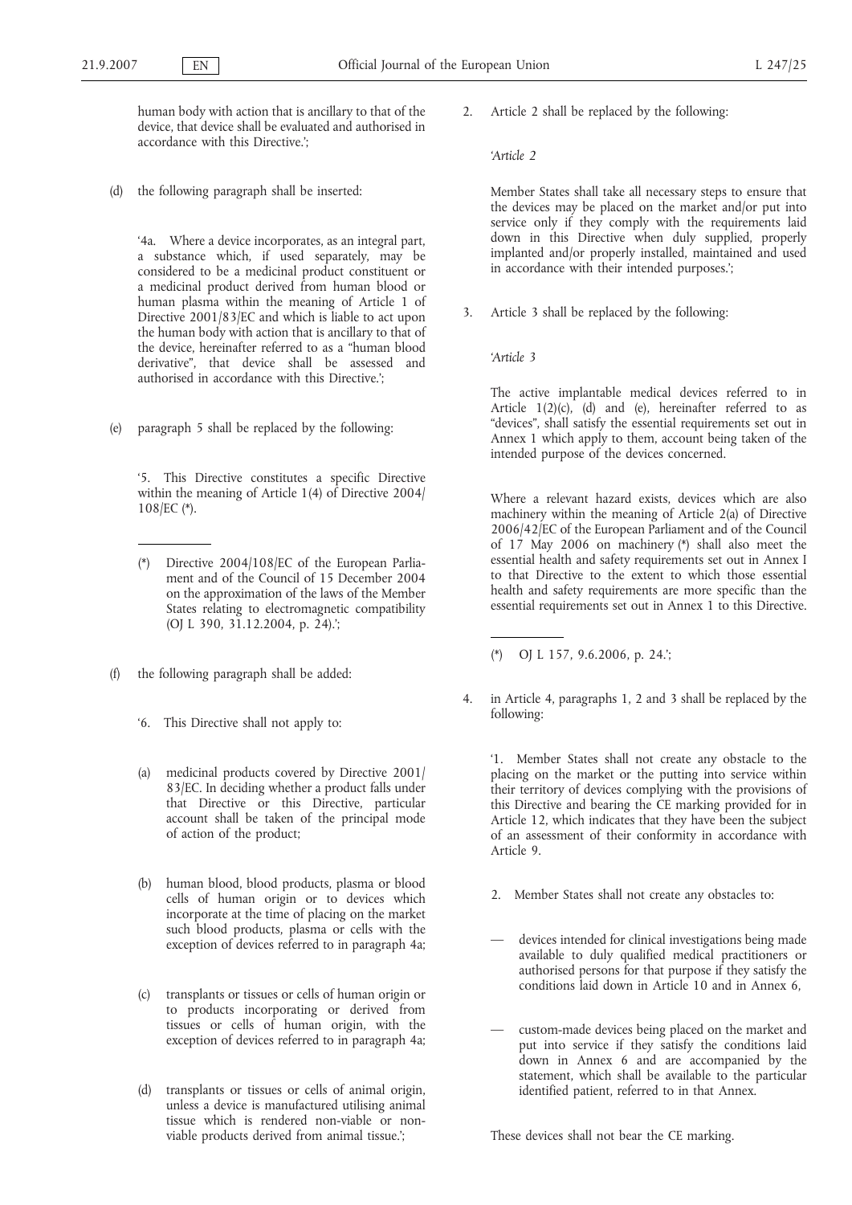human body with action that is ancillary to that of the device, that device shall be evaluated and authorised in accordance with this Directive.';

(d) the following paragraph shall be inserted:

'4a. Where a device incorporates, as an integral part, a substance which, if used separately, may be considered to be a medicinal product constituent or a medicinal product derived from human blood or human plasma within the meaning of Article 1 of Directive 2001/83/EC and which is liable to act upon the human body with action that is ancillary to that of the device, hereinafter referred to as a "human blood derivative", that device shall be assessed and authorised in accordance with this Directive.';

(e) paragraph 5 shall be replaced by the following:

'5. This Directive constitutes a specific Directive within the meaning of Article 1(4) of Directive 2004/108/EC (*).

---

(*) Directive 2004/108/EC of the European Parliament and of the Council of 15 December 2004 on the approximation of the laws of the Member States relating to electromagnetic compatibility (OJ L 390, 31.12.2004, p. 24).';

(f) the following paragraph shall be added:

'6. This Directive shall not apply to:

(a) medicinal products covered by Directive 2001/83/EC. In deciding whether a product falls under that Directive or this Directive, particular account shall be taken of the principal mode of action of the product;

(b) human blood, blood products, plasma or blood cells of human origin or to devices which incorporate at the time of placing on the market such blood products, plasma or cells with the exception of devices referred to in paragraph 4a;

(c) transplants or tissues or cells of human origin or to products incorporating or derived from tissues or cells of human origin, with the exception of devices referred to in paragraph 4a;

(d) transplants or tissues or cells of animal origin, unless a device is manufactured utilising animal tissue which is rendered non-viable or non-viable products derived from animal tissue.';

2. Article 2 shall be replaced by the following:

'*Article 2*

Member States shall take all necessary steps to ensure that the devices may be placed on the market and/or put into service only if they comply with the requirements laid down in this Directive when duly supplied, properly implanted and/or properly installed, maintained and used in accordance with their intended purposes.';

3. Article 3 shall be replaced by the following:

'*Article 3*

The active implantable medical devices referred to in Article 1(2)(c), (d) and (e), hereinafter referred to as "devices", shall satisfy the essential requirements set out in Annex 1 which apply to them, account being taken of the intended purpose of the devices concerned.

Where a relevant hazard exists, devices which are also machinery within the meaning of Article 2(a) of Directive 2006/42/EC of the European Parliament and of the Council of 17 May 2006 on machinery (*) shall also meet the essential health and safety requirements set out in Annex I to that Directive to the extent to which those essential health and safety requirements are more specific than the essential requirements set out in Annex 1 to this Directive.

---

(*) OJ L 157, 9.6.2006, p. 24.';

4. in Article 4, paragraphs 1, 2 and 3 shall be replaced by the following:

'1. Member States shall not create any obstacle to the placing on the market or the putting into service within their territory of devices complying with the provisions of this Directive and bearing the CE marking provided for in Article 12, which indicates that they have been the subject of an assessment of their conformity in accordance with Article 9.

2. Member States shall not create any obstacles to:

— devices intended for clinical investigations being made available to duly qualified medical practitioners or authorised persons for that purpose if they satisfy the conditions laid down in Article 10 and in Annex 6,

— custom-made devices being placed on the market and put into service if they satisfy the conditions laid down in Annex 6 and are accompanied by the statement, which shall be available to the particular identified patient, referred to in that Annex.

These devices shall not bear the CE marking.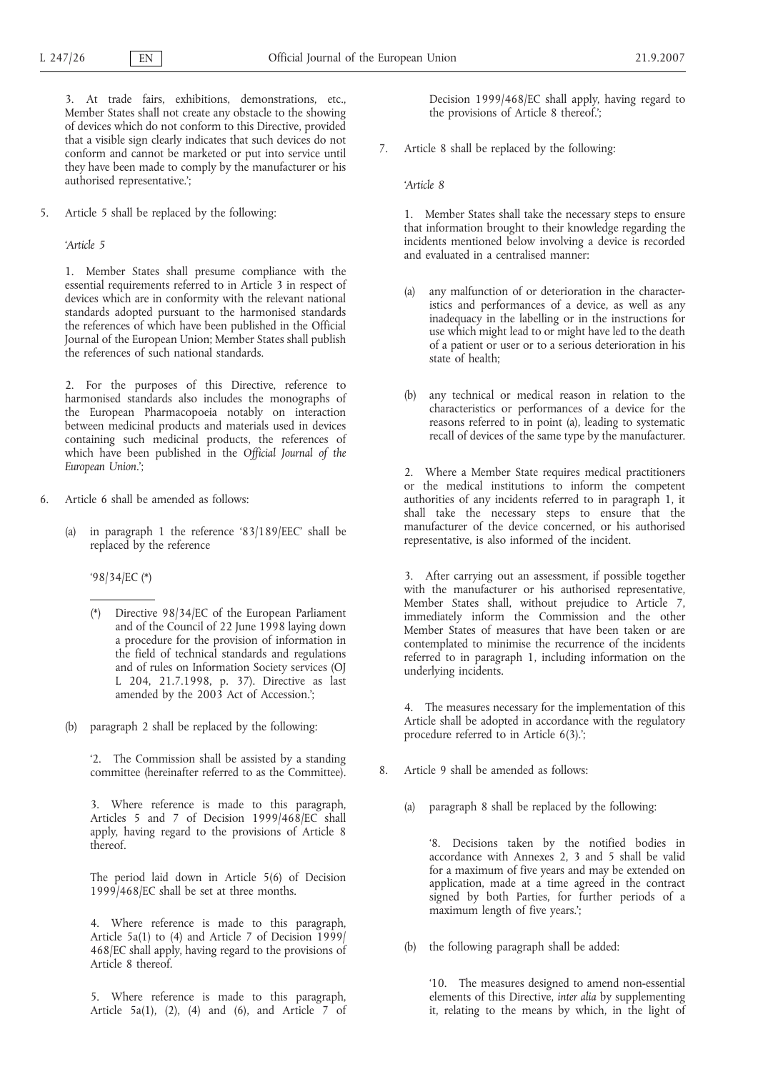3. At trade fairs, exhibitions, demonstrations, etc., Member States shall not create any obstacle to the showing of devices which do not conform to this Directive, provided that a visible sign clearly indicates that such devices do not conform and cannot be marketed or put into service until they have been made to comply by the manufacturer or his authorised representative.';

5. Article 5 shall be replaced by the following:

*'Article 5*

1. Member States shall presume compliance with the essential requirements referred to in Article 3 in respect of devices which are in conformity with the relevant national standards adopted pursuant to the harmonised standards the references of which have been published in the Official Journal of the European Union; Member States shall publish the references of such national standards.

2. For the purposes of this Directive, reference to harmonised standards also includes the monographs of the European Pharmacopoeia notably on interaction between medicinal products and materials used in devices containing such medicinal products, the references of which have been published in the *Official Journal of the European Union*.';

6. Article 6 shall be amended as follows:

(a) in paragraph 1 the reference '83/189/EEC' shall be replaced by the reference

'98/34/EC (*)

(*) Directive 98/34/EC of the European Parliament and of the Council of 22 June 1998 laying down a procedure for the provision of information in the field of technical standards and regulations and of rules on Information Society services (OJ L 204, 21.7.1998, p. 37). Directive as last amended by the 2003 Act of Accession.';

(b) paragraph 2 shall be replaced by the following:

'2. The Commission shall be assisted by a standing committee (hereinafter referred to as the Committee).

3. Where reference is made to this paragraph, Articles 5 and 7 of Decision 1999/468/EC shall apply, having regard to the provisions of Article 8 thereof.

The period laid down in Article 5(6) of Decision 1999/468/EC shall be set at three months.

4. Where reference is made to this paragraph, Article 5a(1) to (4) and Article 7 of Decision 1999/468/EC shall apply, having regard to the provisions of Article 8 thereof.

5. Where reference is made to this paragraph, Article 5a(1), (2), (4) and (6), and Article 7 of Decision 1999/468/EC shall apply, having regard to the provisions of Article 8 thereof.';

7. Article 8 shall be replaced by the following:

*'Article 8*

1. Member States shall take the necessary steps to ensure that information brought to their knowledge regarding the incidents mentioned below involving a device is recorded and evaluated in a centralised manner:

(a) any malfunction of or deterioration in the characteristics and performances of a device, as well as any inadequacy in the labelling or in the instructions for use which might lead to or might have led to the death of a patient or user or to a serious deterioration in his state of health;

(b) any technical or medical reason in relation to the characteristics or performances of a device for the reasons referred to in point (a), leading to systematic recall of devices of the same type by the manufacturer.

2. Where a Member State requires medical practitioners or the medical institutions to inform the competent authorities of any incidents referred to in paragraph 1, it shall take the necessary steps to ensure that the manufacturer of the device concerned, or his authorised representative, is also informed of the incident.

3. After carrying out an assessment, if possible together with the manufacturer or his authorised representative, Member States shall, without prejudice to Article 7, immediately inform the Commission and the other Member States of measures that have been taken or are contemplated to minimise the recurrence of the incidents referred to in paragraph 1, including information on the underlying incidents.

4. The measures necessary for the implementation of this Article shall be adopted in accordance with the regulatory procedure referred to in Article 6(3).';

8. Article 9 shall be amended as follows:

(a) paragraph 8 shall be replaced by the following:

'8. Decisions taken by the notified bodies in accordance with Annexes 2, 3 and 5 shall be valid for a maximum of five years and may be extended on application, made at a time agreed in the contract signed by both Parties, for further periods of a maximum length of five years.';

(b) the following paragraph shall be added:

'10. The measures designed to amend non-essential elements of this Directive, *inter alia* by supplementing it, relating to the means by which, in the light of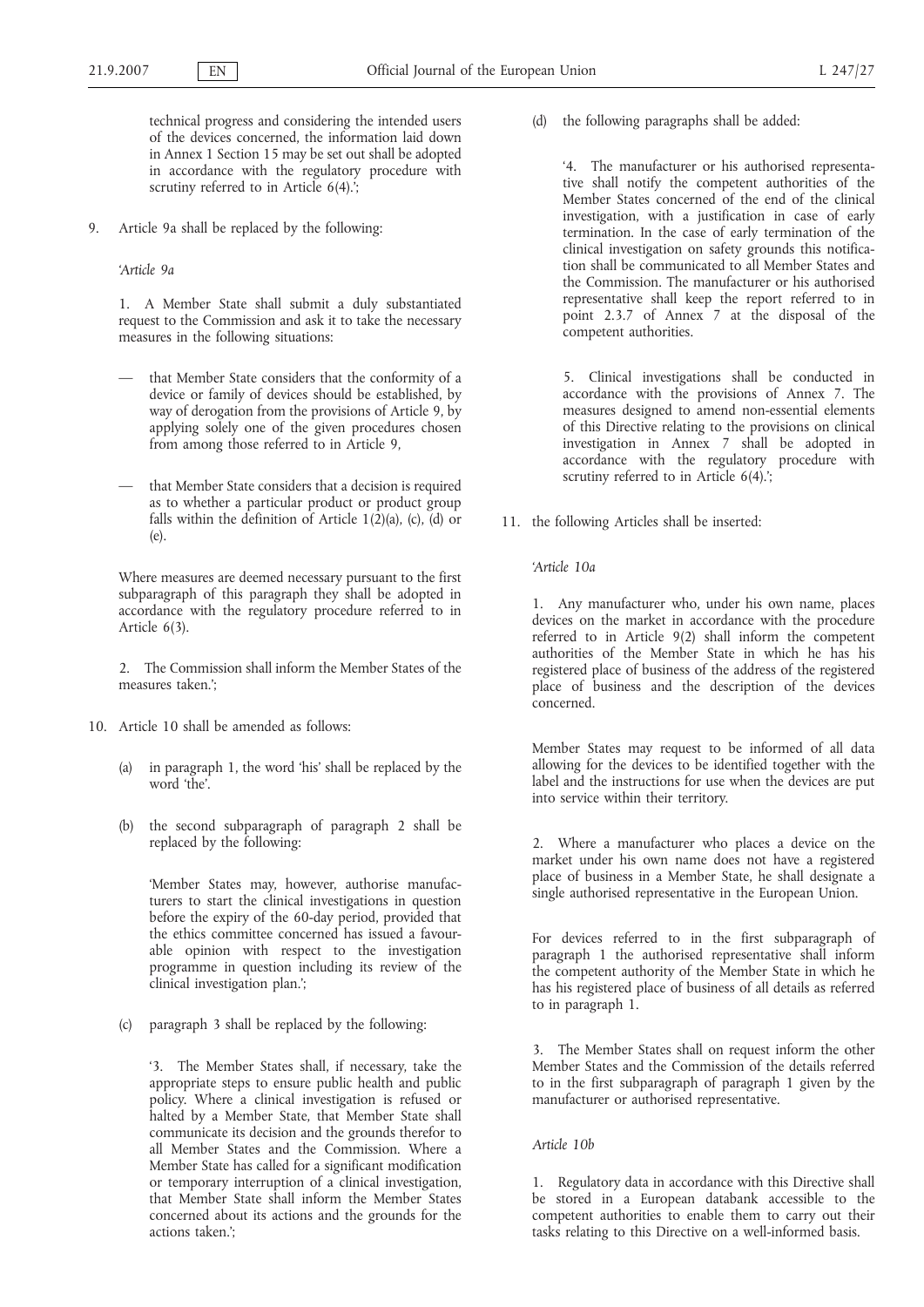technical progress and considering the intended users of the devices concerned, the information laid down in Annex 1 Section 15 may be set out shall be adopted in accordance with the regulatory procedure with scrutiny referred to in Article 6(4).';

9. Article 9a shall be replaced by the following:

'*Article 9a*

1. A Member State shall submit a duly substantiated request to the Commission and ask it to take the necessary measures in the following situations:

— that Member State considers that the conformity of a device or family of devices should be established, by way of derogation from the provisions of Article 9, by applying solely one of the given procedures chosen from among those referred to in Article 9,

— that Member State considers that a decision is required as to whether a particular product or product group falls within the definition of Article 1(2)(a), (c), (d) or (e).

Where measures are deemed necessary pursuant to the first subparagraph of this paragraph they shall be adopted in accordance with the regulatory procedure referred to in Article 6(3).

2. The Commission shall inform the Member States of the measures taken.';

10. Article 10 shall be amended as follows:

(a) in paragraph 1, the word 'his' shall be replaced by the word 'the'.

(b) the second subparagraph of paragraph 2 shall be replaced by the following:

'Member States may, however, authorise manufacturers to start the clinical investigations in question before the expiry of the 60-day period, provided that the ethics committee concerned has issued a favourable opinion with respect to the investigation programme in question including its review of the clinical investigation plan.';

(c) paragraph 3 shall be replaced by the following:

'3. The Member States shall, if necessary, take the appropriate steps to ensure public health and public policy. Where a clinical investigation is refused or halted by a Member State, that Member State shall communicate its decision and the grounds therefor to all Member States and the Commission. Where a Member State has called for a significant modification or temporary interruption of a clinical investigation, that Member State shall inform the Member States concerned about its actions and the grounds for the actions taken.';

(d) the following paragraphs shall be added:

'4. The manufacturer or his authorised representative shall notify the competent authorities of the Member States concerned of the end of the clinical investigation, with a justification in case of early termination. In the case of early termination of the clinical investigation on safety grounds this notification shall be communicated to all Member States and the Commission. The manufacturer or his authorised representative shall keep the report referred to in point 2.3.7 of Annex 7 at the disposal of the competent authorities.

5. Clinical investigations shall be conducted in accordance with the provisions of Annex 7. The measures designed to amend non-essential elements of this Directive relating to the provisions on clinical investigation in Annex 7 shall be adopted in accordance with the regulatory procedure with scrutiny referred to in Article 6(4).';

11. the following Articles shall be inserted:

'*Article 10a*

1. Any manufacturer who, under his own name, places devices on the market in accordance with the procedure referred to in Article 9(2) shall inform the competent authorities of the Member State in which he has his registered place of business of the address of the registered place of business and the description of the devices concerned.

Member States may request to be informed of all data allowing for the devices to be identified together with the label and the instructions for use when the devices are put into service within their territory.

2. Where a manufacturer who places a device on the market under his own name does not have a registered place of business in a Member State, he shall designate a single authorised representative in the European Union.

For devices referred to in the first subparagraph of paragraph 1 the authorised representative shall inform the competent authority of the Member State in which he has his registered place of business of all details as referred to in paragraph 1.

3. The Member States shall on request inform the other Member States and the Commission of the details referred to in the first subparagraph of paragraph 1 given by the manufacturer or authorised representative.

*Article 10b*

1. Regulatory data in accordance with this Directive shall be stored in a European databank accessible to the competent authorities to enable them to carry out their tasks relating to this Directive on a well-informed basis.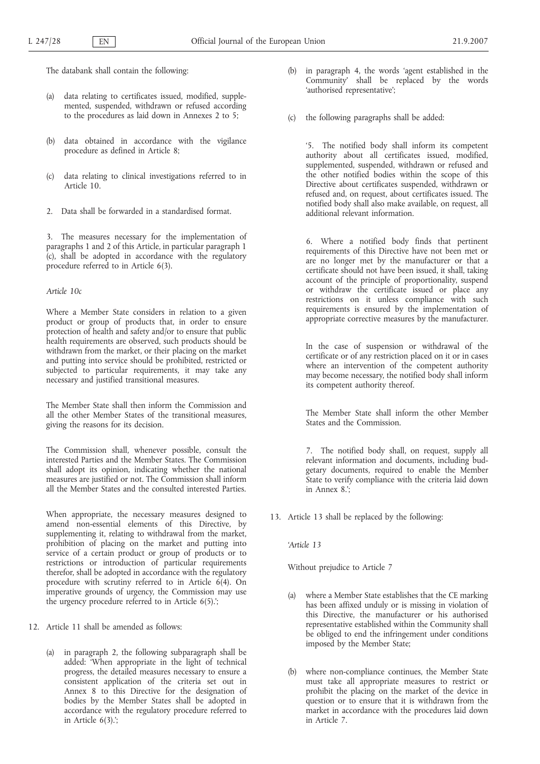The databank shall contain the following:

(a) data relating to certificates issued, modified, supplemented, suspended, withdrawn or refused according to the procedures as laid down in Annexes 2 to 5;

(b) data obtained in accordance with the vigilance procedure as defined in Article 8;

(c) data relating to clinical investigations referred to in Article 10.

2. Data shall be forwarded in a standardised format.

3. The measures necessary for the implementation of paragraphs 1 and 2 of this Article, in particular paragraph 1 (c), shall be adopted in accordance with the regulatory procedure referred to in Article 6(3).

*Article 10c*

Where a Member State considers in relation to a given product or group of products that, in order to ensure protection of health and safety and/or to ensure that public health requirements are observed, such products should be withdrawn from the market, or their placing on the market and putting into service should be prohibited, restricted or subjected to particular requirements, it may take any necessary and justified transitional measures.

The Member State shall then inform the Commission and all the other Member States of the transitional measures, giving the reasons for its decision.

The Commission shall, whenever possible, consult the interested Parties and the Member States. The Commission shall adopt its opinion, indicating whether the national measures are justified or not. The Commission shall inform all the Member States and the consulted interested Parties.

When appropriate, the necessary measures designed to amend non-essential elements of this Directive, by supplementing it, relating to withdrawal from the market, prohibition of placing on the market and putting into service of a certain product or group of products or to restrictions or introduction of particular requirements therefor, shall be adopted in accordance with the regulatory procedure with scrutiny referred to in Article 6(4). On imperative grounds of urgency, the Commission may use the urgency procedure referred to in Article 6(5).';

12. Article 11 shall be amended as follows:

(a) in paragraph 2, the following subparagraph shall be added: 'When appropriate in the light of technical progress, the detailed measures necessary to ensure a consistent application of the criteria set out in Annex 8 to this Directive for the designation of bodies by the Member States shall be adopted in accordance with the regulatory procedure referred to in Article 6(3).';

(b) in paragraph 4, the words 'agent established in the Community' shall be replaced by the words 'authorised representative';

(c) the following paragraphs shall be added:

'5. The notified body shall inform its competent authority about all certificates issued, modified, supplemented, suspended, withdrawn or refused and the other notified bodies within the scope of this Directive about certificates suspended, withdrawn or refused and, on request, about certificates issued. The notified body shall also make available, on request, all additional relevant information.

6. Where a notified body finds that pertinent requirements of this Directive have not been met or are no longer met by the manufacturer or that a certificate should not have been issued, it shall, taking account of the principle of proportionality, suspend or withdraw the certificate issued or place any restrictions on it unless compliance with such requirements is ensured by the implementation of appropriate corrective measures by the manufacturer.

In the case of suspension or withdrawal of the certificate or of any restriction placed on it or in cases where an intervention of the competent authority may become necessary, the notified body shall inform its competent authority thereof.

The Member State shall inform the other Member States and the Commission.

7. The notified body shall, on request, supply all relevant information and documents, including budgetary documents, required to enable the Member State to verify compliance with the criteria laid down in Annex 8.';

13. Article 13 shall be replaced by the following:

*'Article 13*

Without prejudice to Article 7

(a) where a Member State establishes that the CE marking has been affixed unduly or is missing in violation of this Directive, the manufacturer or his authorised representative established within the Community shall be obliged to end the infringement under conditions imposed by the Member State;

(b) where non-compliance continues, the Member State must take all appropriate measures to restrict or prohibit the placing on the market of the device in question or to ensure that it is withdrawn from the market in accordance with the procedures laid down in Article 7.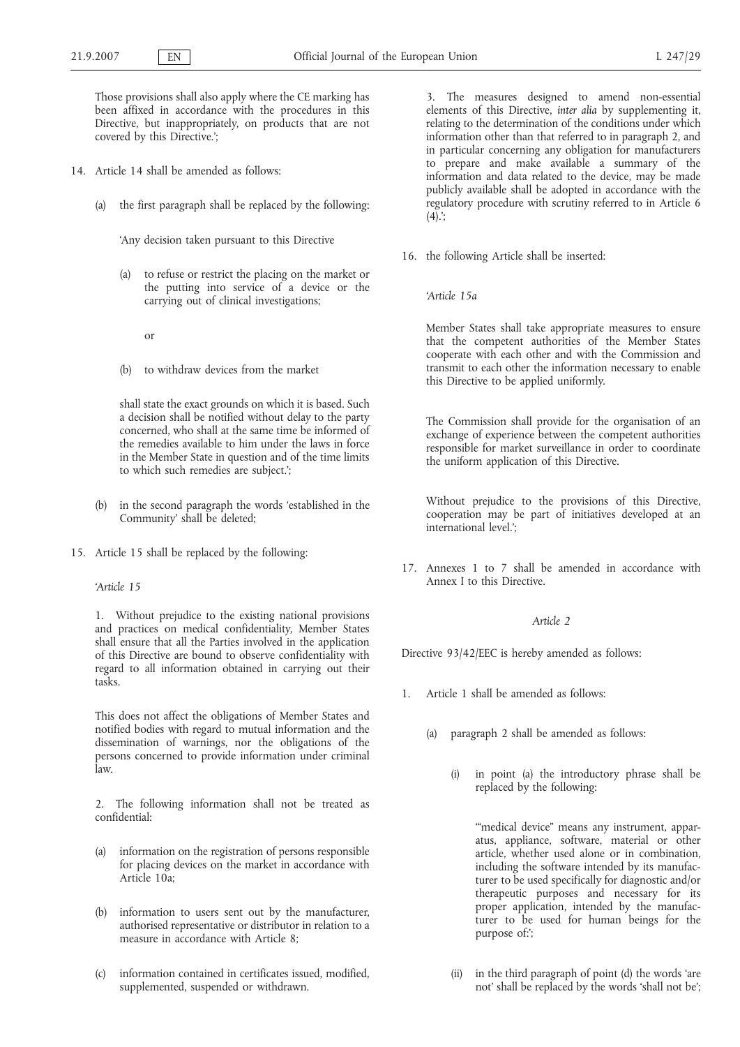Those provisions shall also apply where the CE marking has been affixed in accordance with the procedures in this Directive, but inappropriately, on products that are not covered by this Directive.';

14. Article 14 shall be amended as follows:

    (a) the first paragraph shall be replaced by the following:

    'Any decision taken pursuant to this Directive

    (a) to refuse or restrict the placing on the market or the putting into service of a device or the carrying out of clinical investigations;

    or

    (b) to withdraw devices from the market

    shall state the exact grounds on which it is based. Such a decision shall be notified without delay to the party concerned, who shall at the same time be informed of the remedies available to him under the laws in force in the Member State in question and of the time limits to which such remedies are subject.';

    (b) in the second paragraph the words 'established in the Community' shall be deleted;

15. Article 15 shall be replaced by the following:

    *'Article 15*

    1. Without prejudice to the existing national provisions and practices on medical confidentiality, Member States shall ensure that all the Parties involved in the application of this Directive are bound to observe confidentiality with regard to all information obtained in carrying out their tasks.

    This does not affect the obligations of Member States and notified bodies with regard to mutual information and the dissemination of warnings, nor the obligations of the persons concerned to provide information under criminal law.

    2. The following information shall not be treated as confidential:

    (a) information on the registration of persons responsible for placing devices on the market in accordance with Article 10a;

    (b) information to users sent out by the manufacturer, authorised representative or distributor in relation to a measure in accordance with Article 8;

    (c) information contained in certificates issued, modified, supplemented, suspended or withdrawn.

    3. The measures designed to amend non-essential elements of this Directive, *inter alia* by supplementing it, relating to the determination of the conditions under which information other than that referred to in paragraph 2, and in particular concerning any obligation for manufacturers to prepare and make available a summary of the information and data related to the device, may be made publicly available shall be adopted in accordance with the regulatory procedure with scrutiny referred to in Article 6 (4).';

16. the following Article shall be inserted:

    *'Article 15a*

    Member States shall take appropriate measures to ensure that the competent authorities of the Member States cooperate with each other and with the Commission and transmit to each other the information necessary to enable this Directive to be applied uniformly.

    The Commission shall provide for the organisation of an exchange of experience between the competent authorities responsible for market surveillance in order to coordinate the uniform application of this Directive.

    Without prejudice to the provisions of this Directive, cooperation may be part of initiatives developed at an international level.';

17. Annexes 1 to 7 shall be amended in accordance with Annex I to this Directive.

*Article 2*

Directive 93/42/EEC is hereby amended as follows:

1. Article 1 shall be amended as follows:

    (a) paragraph 2 shall be amended as follows:

    (i) in point (a) the introductory phrase shall be replaced by the following:

    '"medical device" means any instrument, apparatus, appliance, software, material or other article, whether used alone or in combination, including the software intended by its manufacturer to be used specifically for diagnostic and/or therapeutic purposes and necessary for its proper application, intended by the manufacturer to be used for human beings for the purpose of:';

    (ii) in the third paragraph of point (d) the words 'are not' shall be replaced by the words 'shall not be';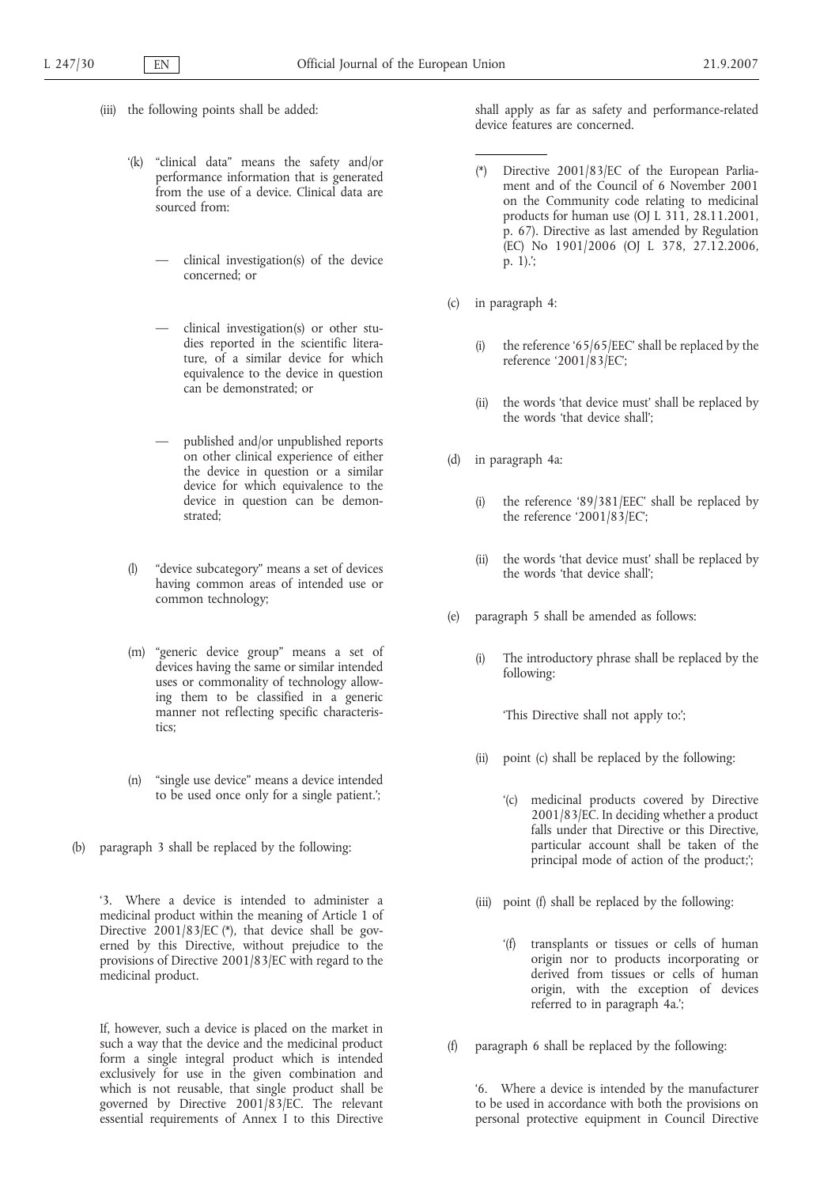(iii) the following points shall be added:

'(k) "clinical data" means the safety and/or performance information that is generated from the use of a device. Clinical data are sourced from:

— clinical investigation(s) of the device concerned; or

— clinical investigation(s) or other studies reported in the scientific literature, of a similar device for which equivalence to the device in question can be demonstrated; or

— published and/or unpublished reports on other clinical experience of either the device in question or a similar device for which equivalence to the device in question can be demonstrated;

(l) "device subcategory" means a set of devices having common areas of intended use or common technology;

(m) "generic device group" means a set of devices having the same or similar intended uses or commonality of technology allowing them to be classified in a generic manner not reflecting specific characteristics;

(n) "single use device" means a device intended to be used once only for a single patient.';

(b) paragraph 3 shall be replaced by the following:

'3. Where a device is intended to administer a medicinal product within the meaning of Article 1 of Directive 2001/83/EC (*), that device shall be governed by this Directive, without prejudice to the provisions of Directive 2001/83/EC with regard to the medicinal product.

If, however, such a device is placed on the market in such a way that the device and the medicinal product form a single integral product which is intended exclusively for use in the given combination and which is not reusable, that single product shall be governed by Directive 2001/83/EC. The relevant essential requirements of Annex I to this Directive shall apply as far as safety and performance-related device features are concerned.

(*) Directive 2001/83/EC of the European Parliament and of the Council of 6 November 2001 on the Community code relating to medicinal products for human use (OJ L 311, 28.11.2001, p. 67). Directive as last amended by Regulation (EC) No 1901/2006 (OJ L 378, 27.12.2006, p. 1).';

(c) in paragraph 4:

(i) the reference '65/65/EEC' shall be replaced by the reference '2001/83/EC';

(ii) the words 'that device must' shall be replaced by the words 'that device shall';

(d) in paragraph 4a:

(i) the reference '89/381/EEC' shall be replaced by the reference '2001/83/EC';

(ii) the words 'that device must' shall be replaced by the words 'that device shall';

(e) paragraph 5 shall be amended as follows:

(i) The introductory phrase shall be replaced by the following:

'This Directive shall not apply to:';

(ii) point (c) shall be replaced by the following:

'(c) medicinal products covered by Directive 2001/83/EC. In deciding whether a product falls under that Directive or this Directive, particular account shall be taken of the principal mode of action of the product;';

(iii) point (f) shall be replaced by the following:

'(f) transplants or tissues or cells of human origin nor to products incorporating or derived from tissues or cells of human origin, with the exception of devices referred to in paragraph 4a.';

(f) paragraph 6 shall be replaced by the following:

'6. Where a device is intended by the manufacturer to be used in accordance with both the provisions on personal protective equipment in Council Directive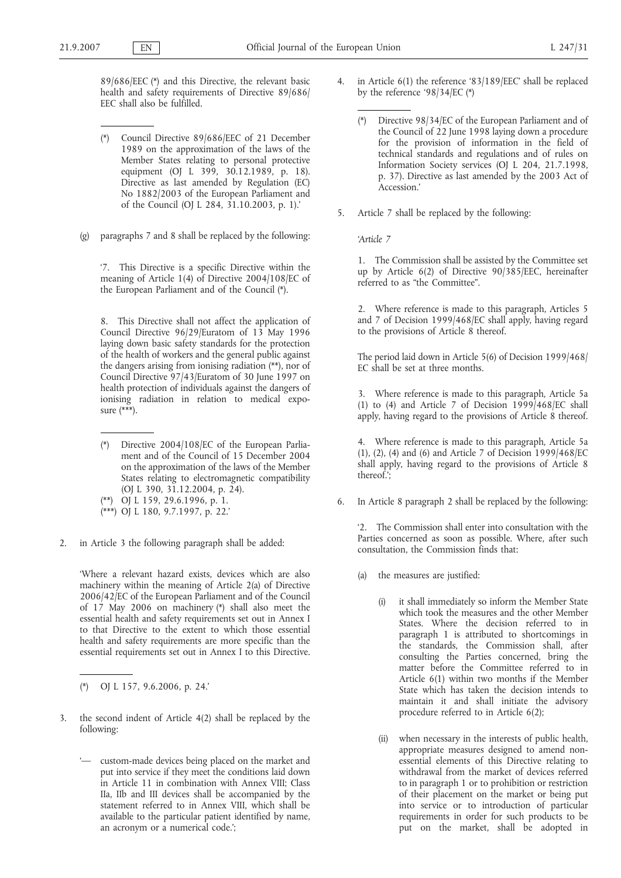89/686/EEC (*) and this Directive, the relevant basic health and safety requirements of Directive 89/686/EEC shall also be fulfilled.

(*) Council Directive 89/686/EEC of 21 December 1989 on the approximation of the laws of the Member States relating to personal protective equipment (OJ L 399, 30.12.1989, p. 18). Directive as last amended by Regulation (EC) No 1882/2003 of the European Parliament and of the Council (OJ L 284, 31.10.2003, p. 1).'

(g) paragraphs 7 and 8 shall be replaced by the following:

'7. This Directive is a specific Directive within the meaning of Article 1(4) of Directive 2004/108/EC of the European Parliament and of the Council (*).

8. This Directive shall not affect the application of Council Directive 96/29/Euratom of 13 May 1996 laying down basic safety standards for the protection of the health of workers and the general public against the dangers arising from ionising radiation (**), nor of Council Directive 97/43/Euratom of 30 June 1997 on health protection of individuals against the dangers of ionising radiation in relation to medical exposure (***).

(*) Directive 2004/108/EC of the European Parliament and of the Council of 15 December 2004 on the approximation of the laws of the Member States relating to electromagnetic compatibility (OJ L 390, 31.12.2004, p. 24).

(**) OJ L 159, 29.6.1996, p. 1.

(***) OJ L 180, 9.7.1997, p. 22.'

2. in Article 3 the following paragraph shall be added:

'Where a relevant hazard exists, devices which are also machinery within the meaning of Article 2(a) of Directive 2006/42/EC of the European Parliament and of the Council of 17 May 2006 on machinery (*) shall also meet the essential health and safety requirements set out in Annex I to that Directive to the extent to which those essential health and safety requirements are more specific than the essential requirements set out in Annex I to this Directive.

(*) OJ L 157, 9.6.2006, p. 24.'

3. the second indent of Article 4(2) shall be replaced by the following:

'— custom-made devices being placed on the market and put into service if they meet the conditions laid down in Article 11 in combination with Annex VIII; Class IIa, IIb and III devices shall be accompanied by the statement referred to in Annex VIII, which shall be available to the particular patient identified by name, an acronym or a numerical code.';

4. in Article 6(1) the reference '83/189/EEC' shall be replaced by the reference '98/34/EC (*)

(*) Directive 98/34/EC of the European Parliament and of the Council of 22 June 1998 laying down a procedure for the provision of information in the field of technical standards and regulations and of rules on Information Society services (OJ L 204, 21.7.1998, p. 37). Directive as last amended by the 2003 Act of Accession.'

5. Article 7 shall be replaced by the following:

*'Article 7*

1. The Commission shall be assisted by the Committee set up by Article 6(2) of Directive 90/385/EEC, hereinafter referred to as "the Committee".

2. Where reference is made to this paragraph, Articles 5 and 7 of Decision 1999/468/EC shall apply, having regard to the provisions of Article 8 thereof.

The period laid down in Article 5(6) of Decision 1999/468/EC shall be set at three months.

3. Where reference is made to this paragraph, Article 5a (1) to (4) and Article 7 of Decision 1999/468/EC shall apply, having regard to the provisions of Article 8 thereof.

4. Where reference is made to this paragraph, Article 5a (1), (2), (4) and (6) and Article 7 of Decision 1999/468/EC shall apply, having regard to the provisions of Article 8 thereof.';

6. In Article 8 paragraph 2 shall be replaced by the following:

'2. The Commission shall enter into consultation with the Parties concerned as soon as possible. Where, after such consultation, the Commission finds that:

(a) the measures are justified:

(i) it shall immediately so inform the Member State which took the measures and the other Member States. Where the decision referred to in paragraph 1 is attributed to shortcomings in the standards, the Commission shall, after consulting the Parties concerned, bring the matter before the Committee referred to in Article 6(1) within two months if the Member State which has taken the decision intends to maintain it and shall initiate the advisory procedure referred to in Article 6(2);

(ii) when necessary in the interests of public health, appropriate measures designed to amend non-essential elements of this Directive relating to withdrawal from the market of devices referred to in paragraph 1 or to prohibition or restriction of their placement on the market or being put into service or to introduction of particular requirements in order for such products to be put on the market, shall be adopted in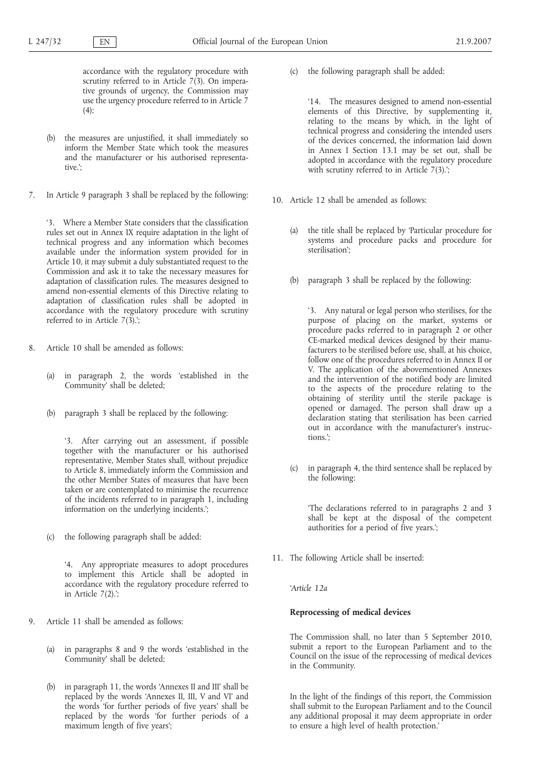accordance with the regulatory procedure with scrutiny referred to in Article 7(3). On imperative grounds of urgency, the Commission may use the urgency procedure referred to in Article 7 (4);

(b) the measures are unjustified, it shall immediately so inform the Member State which took the measures and the manufacturer or his authorised representative.';

7. In Article 9 paragraph 3 shall be replaced by the following:

'3. Where a Member State considers that the classification rules set out in Annex IX require adaptation in the light of technical progress and any information which becomes available under the information system provided for in Article 10, it may submit a duly substantiated request to the Commission and ask it to take the necessary measures for adaptation of classification rules. The measures designed to amend non-essential elements of this Directive relating to adaptation of classification rules shall be adopted in accordance with the regulatory procedure with scrutiny referred to in Article 7(3).';

8. Article 10 shall be amended as follows:

(a) in paragraph 2, the words 'established in the Community' shall be deleted;

(b) paragraph 3 shall be replaced by the following:

'3. After carrying out an assessment, if possible together with the manufacturer or his authorised representative, Member States shall, without prejudice to Article 8, immediately inform the Commission and the other Member States of measures that have been taken or are contemplated to minimise the recurrence of the incidents referred to in paragraph 1, including information on the underlying incidents.';

(c) the following paragraph shall be added:

'4. Any appropriate measures to adopt procedures to implement this Article shall be adopted in accordance with the regulatory procedure referred to in Article 7(2).';

9. Article 11 shall be amended as follows:

(a) in paragraphs 8 and 9 the words 'established in the Community' shall be deleted;

(b) in paragraph 11, the words 'Annexes II and III' shall be replaced by the words 'Annexes II, III, V and VI' and the words 'for further periods of five years' shall be replaced by the words 'for further periods of a maximum length of five years';

(c) the following paragraph shall be added:

'14. The measures designed to amend non-essential elements of this Directive, by supplementing it, relating to the means by which, in the light of technical progress and considering the intended users of the devices concerned, the information laid down in Annex I Section 13.1 may be set out, shall be adopted in accordance with the regulatory procedure with scrutiny referred to in Article 7(3).';

10. Article 12 shall be amended as follows:

(a) the title shall be replaced by 'Particular procedure for systems and procedure packs and procedure for sterilisation';

(b) paragraph 3 shall be replaced by the following:

'3. Any natural or legal person who sterilises, for the purpose of placing on the market, systems or procedure packs referred to in paragraph 2 or other CE-marked medical devices designed by their manufacturers to be sterilised before use, shall, at his choice, follow one of the procedures referred to in Annex II or V. The application of the abovementioned Annexes and the intervention of the notified body are limited to the aspects of the procedure relating to the obtaining of sterility until the sterile package is opened or damaged. The person shall draw up a declaration stating that sterilisation has been carried out in accordance with the manufacturer's instructions.';

(c) in paragraph 4, the third sentence shall be replaced by the following:

'The declarations referred to in paragraphs 2 and 3 shall be kept at the disposal of the competent authorities for a period of five years.';

11. The following Article shall be inserted:

*'Article 12a*

**Reprocessing of medical devices**

The Commission shall, no later than 5 September 2010, submit a report to the European Parliament and to the Council on the issue of the reprocessing of medical devices in the Community.

In the light of the findings of this report, the Commission shall submit to the European Parliament and to the Council any additional proposal it may deem appropriate in order to ensure a high level of health protection.'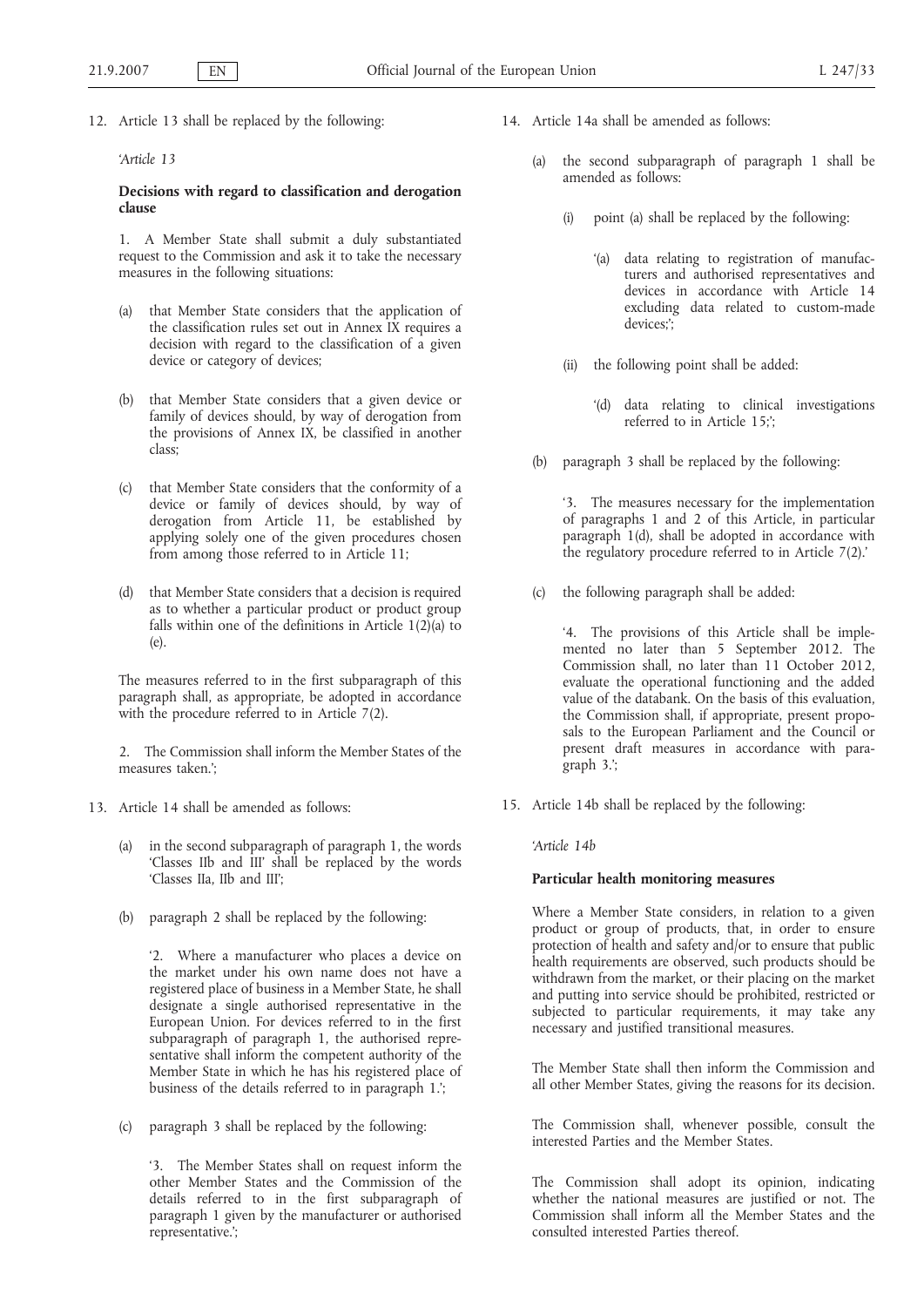12. Article 13 shall be replaced by the following:

'*Article 13*

**Decisions with regard to classification and derogation clause**

1. A Member State shall submit a duly substantiated request to the Commission and ask it to take the necessary measures in the following situations:

(a) that Member State considers that the application of the classification rules set out in Annex IX requires a decision with regard to the classification of a given device or category of devices;

(b) that Member State considers that a given device or family of devices should, by way of derogation from the provisions of Annex IX, be classified in another class;

(c) that Member State considers that the conformity of a device or family of devices should, by way of derogation from Article 11, be established by applying solely one of the given procedures chosen from among those referred to in Article 11;

(d) that Member State considers that a decision is required as to whether a particular product or product group falls within one of the definitions in Article 1(2)(a) to (e).

The measures referred to in the first subparagraph of this paragraph shall, as appropriate, be adopted in accordance with the procedure referred to in Article 7(2).

2. The Commission shall inform the Member States of the measures taken.';

13. Article 14 shall be amended as follows:

(a) in the second subparagraph of paragraph 1, the words 'Classes IIb and III' shall be replaced by the words 'Classes IIa, IIb and III';

(b) paragraph 2 shall be replaced by the following:

'2. Where a manufacturer who places a device on the market under his own name does not have a registered place of business in a Member State, he shall designate a single authorised representative in the European Union. For devices referred to in the first subparagraph of paragraph 1, the authorised representative shall inform the competent authority of the Member State in which he has his registered place of business of the details referred to in paragraph 1.';

(c) paragraph 3 shall be replaced by the following:

'3. The Member States shall on request inform the other Member States and the Commission of the details referred to in the first subparagraph of paragraph 1 given by the manufacturer or authorised representative.';

14. Article 14a shall be amended as follows:

(a) the second subparagraph of paragraph 1 shall be amended as follows:

(i) point (a) shall be replaced by the following:

'(a) data relating to registration of manufacturers and authorised representatives and devices in accordance with Article 14 excluding data related to custom-made devices;';

(ii) the following point shall be added:

'(d) data relating to clinical investigations referred to in Article 15;';

(b) paragraph 3 shall be replaced by the following:

'3. The measures necessary for the implementation of paragraphs 1 and 2 of this Article, in particular paragraph 1(d), shall be adopted in accordance with the regulatory procedure referred to in Article 7(2).'

(c) the following paragraph shall be added:

'4. The provisions of this Article shall be implemented no later than 5 September 2012. The Commission shall, no later than 11 October 2012, evaluate the operational functioning and the added value of the databank. On the basis of this evaluation, the Commission shall, if appropriate, present proposals to the European Parliament and the Council or present draft measures in accordance with paragraph 3.';

15. Article 14b shall be replaced by the following:

'*Article 14b*

**Particular health monitoring measures**

Where a Member State considers, in relation to a given product or group of products, that, in order to ensure protection of health and safety and/or to ensure that public health requirements are observed, such products should be withdrawn from the market, or their placing on the market and putting into service should be prohibited, restricted or subjected to particular requirements, it may take any necessary and justified transitional measures.

The Member State shall then inform the Commission and all other Member States, giving the reasons for its decision.

The Commission shall, whenever possible, consult the interested Parties and the Member States.

The Commission shall adopt its opinion, indicating whether the national measures are justified or not. The Commission shall inform all the Member States and the consulted interested Parties thereof.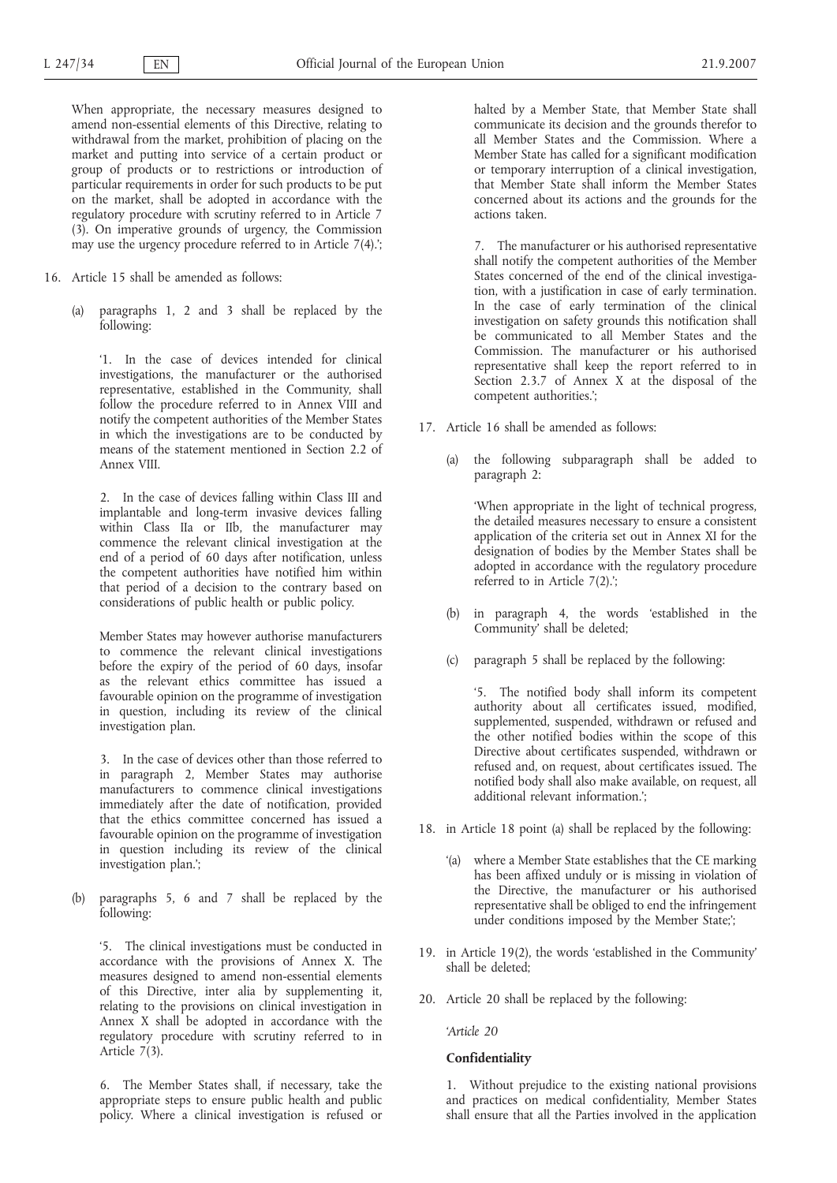When appropriate, the necessary measures designed to amend non-essential elements of this Directive, relating to withdrawal from the market, prohibition of placing on the market and putting into service of a certain product or group of products or to restrictions or introduction of particular requirements in order for such products to be put on the market, shall be adopted in accordance with the regulatory procedure with scrutiny referred to in Article 7 (3). On imperative grounds of urgency, the Commission may use the urgency procedure referred to in Article 7(4).';

16. Article 15 shall be amended as follows:

   (a) paragraphs 1, 2 and 3 shall be replaced by the following:

   '1. In the case of devices intended for clinical investigations, the manufacturer or the authorised representative, established in the Community, shall follow the procedure referred to in Annex VIII and notify the competent authorities of the Member States in which the investigations are to be conducted by means of the statement mentioned in Section 2.2 of Annex VIII.

   2. In the case of devices falling within Class III and implantable and long-term invasive devices falling within Class IIa or IIb, the manufacturer may commence the relevant clinical investigation at the end of a period of 60 days after notification, unless the competent authorities have notified him within that period of a decision to the contrary based on considerations of public health or public policy.

   Member States may however authorise manufacturers to commence the relevant clinical investigations before the expiry of the period of 60 days, insofar as the relevant ethics committee has issued a favourable opinion on the programme of investigation in question, including its review of the clinical investigation plan.

   3. In the case of devices other than those referred to in paragraph 2, Member States may authorise manufacturers to commence clinical investigations immediately after the date of notification, provided that the ethics committee concerned has issued a favourable opinion on the programme of investigation in question including its review of the clinical investigation plan.';

   (b) paragraphs 5, 6 and 7 shall be replaced by the following:

   '5. The clinical investigations must be conducted in accordance with the provisions of Annex X. The measures designed to amend non-essential elements of this Directive, inter alia by supplementing it, relating to the provisions on clinical investigation in Annex X shall be adopted in accordance with the regulatory procedure with scrutiny referred to in Article 7(3).

   6. The Member States shall, if necessary, take the appropriate steps to ensure public health and public policy. Where a clinical investigation is refused or halted by a Member State, that Member State shall communicate its decision and the grounds therefor to all Member States and the Commission. Where a Member State has called for a significant modification or temporary interruption of a clinical investigation, that Member State shall inform the Member States concerned about its actions and the grounds for the actions taken.

   7. The manufacturer or his authorised representative shall notify the competent authorities of the Member States concerned of the end of the clinical investigation, with a justification in case of early termination. In the case of early termination of the clinical investigation on safety grounds this notification shall be communicated to all Member States and the Commission. The manufacturer or his authorised representative shall keep the report referred to in Section 2.3.7 of Annex X at the disposal of the competent authorities.';

17. Article 16 shall be amended as follows:

   (a) the following subparagraph shall be added to paragraph 2:

   'When appropriate in the light of technical progress, the detailed measures necessary to ensure a consistent application of the criteria set out in Annex XI for the designation of bodies by the Member States shall be adopted in accordance with the regulatory procedure referred to in Article 7(2).';

   (b) in paragraph 4, the words 'established in the Community' shall be deleted;

   (c) paragraph 5 shall be replaced by the following:

   '5. The notified body shall inform its competent authority about all certificates issued, modified, supplemented, suspended, withdrawn or refused and the other notified bodies within the scope of this Directive about certificates suspended, withdrawn or refused and, on request, about certificates issued. The notified body shall also make available, on request, all additional relevant information.';

18. in Article 18 point (a) shall be replaced by the following:

   '(a) where a Member State establishes that the CE marking has been affixed unduly or is missing in violation of the Directive, the manufacturer or his authorised representative shall be obliged to end the infringement under conditions imposed by the Member State;';

19. in Article 19(2), the words 'established in the Community' shall be deleted;

20. Article 20 shall be replaced by the following:

   *'Article 20*

   **Confidentiality**

   1. Without prejudice to the existing national provisions and practices on medical confidentiality, Member States shall ensure that all the Parties involved in the application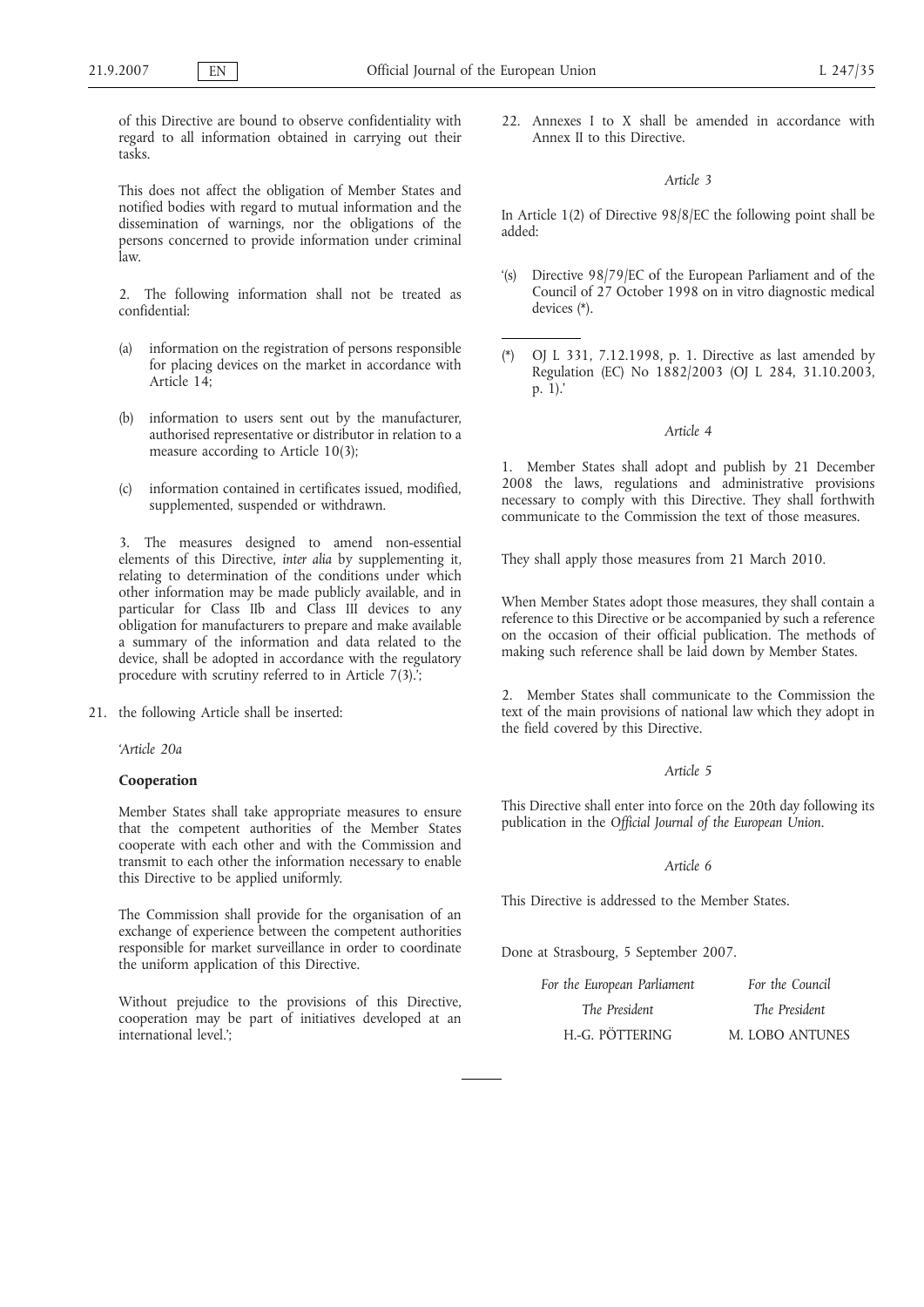of this Directive are bound to observe confidentiality with regard to all information obtained in carrying out their tasks.

This does not affect the obligation of Member States and notified bodies with regard to mutual information and the dissemination of warnings, nor the obligations of the persons concerned to provide information under criminal law.

2. The following information shall not be treated as confidential:

(a) information on the registration of persons responsible for placing devices on the market in accordance with Article 14;

(b) information to users sent out by the manufacturer, authorised representative or distributor in relation to a measure according to Article 10(3);

(c) information contained in certificates issued, modified, supplemented, suspended or withdrawn.

3. The measures designed to amend non-essential elements of this Directive, *inter alia* by supplementing it, relating to determination of the conditions under which other information may be made publicly available, and in particular for Class IIb and Class III devices to any obligation for manufacturers to prepare and make available a summary of the information and data related to the device, shall be adopted in accordance with the regulatory procedure with scrutiny referred to in Article 7(3).';

21. the following Article shall be inserted:

'*Article 20a*

**Cooperation**

Member States shall take appropriate measures to ensure that the competent authorities of the Member States cooperate with each other and with the Commission and transmit to each other the information necessary to enable this Directive to be applied uniformly.

The Commission shall provide for the organisation of an exchange of experience between the competent authorities responsible for market surveillance in order to coordinate the uniform application of this Directive.

Without prejudice to the provisions of this Directive, cooperation may be part of initiatives developed at an international level.';

22. Annexes I to X shall be amended in accordance with Annex II to this Directive.

*Article 3*

In Article 1(2) of Directive 98/8/EC the following point shall be added:

'(s) Directive 98/79/EC of the European Parliament and of the Council of 27 October 1998 on in vitro diagnostic medical devices (*).

(*) OJ L 331, 7.12.1998, p. 1. Directive as last amended by Regulation (EC) No 1882/2003 (OJ L 284, 31.10.2003, p. 1).'

*Article 4*

1. Member States shall adopt and publish by 21 December 2008 the laws, regulations and administrative provisions necessary to comply with this Directive. They shall forthwith communicate to the Commission the text of those measures.

They shall apply those measures from 21 March 2010.

When Member States adopt those measures, they shall contain a reference to this Directive or be accompanied by such a reference on the occasion of their official publication. The methods of making such reference shall be laid down by Member States.

2. Member States shall communicate to the Commission the text of the main provisions of national law which they adopt in the field covered by this Directive.

*Article 5*

This Directive shall enter into force on the 20th day following its publication in the *Official Journal of the European Union*.

*Article 6*

This Directive is addressed to the Member States.

Done at Strasbourg, 5 September 2007.

| *For the European Parliament* | *For the Council* |
|---|---|
| *The President* | *The President* |
| H.-G. PÖTTERING | M. LOBO ANTUNES |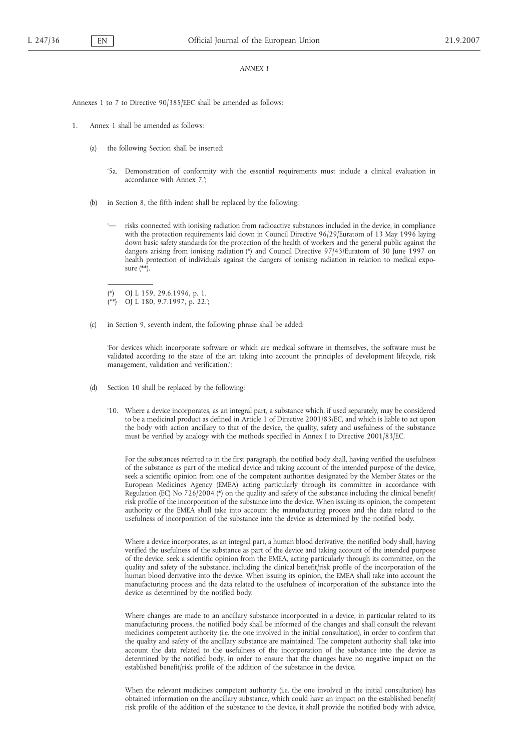*ANNEX I*

Annexes 1 to 7 to Directive 90/385/EEC shall be amended as follows:

1. Annex 1 shall be amended as follows:

   (a) the following Section shall be inserted:

   '5a. Demonstration of conformity with the essential requirements must include a clinical evaluation in accordance with Annex 7.';

   (b) in Section 8, the fifth indent shall be replaced by the following:

   '— risks connected with ionising radiation from radioactive substances included in the device, in compliance with the protection requirements laid down in Council Directive 96/29/Euratom of 13 May 1996 laying down basic safety standards for the protection of the health of workers and the general public against the dangers arising from ionising radiation (*) and Council Directive 97/43/Euratom of 30 June 1997 on health protection of individuals against the dangers of ionising radiation in relation to medical exposure (**).

   (*) OJ L 159, 29.6.1996, p. 1.
   (**) OJ L 180, 9.7.1997, p. 22.';

   (c) in Section 9, seventh indent, the following phrase shall be added:

   'For devices which incorporate software or which are medical software in themselves, the software must be validated according to the state of the art taking into account the principles of development lifecycle, risk management, validation and verification.';

   (d) Section 10 shall be replaced by the following:

   '10. Where a device incorporates, as an integral part, a substance which, if used separately, may be considered to be a medicinal product as defined in Article 1 of Directive 2001/83/EC, and which is liable to act upon the body with action ancillary to that of the device, the quality, safety and usefulness of the substance must be verified by analogy with the methods specified in Annex I to Directive 2001/83/EC.

   For the substances referred to in the first paragraph, the notified body shall, having verified the usefulness of the substance as part of the medical device and taking account of the intended purpose of the device, seek a scientific opinion from one of the competent authorities designated by the Member States or the European Medicines Agency (EMEA) acting particularly through its committee in accordance with Regulation (EC) No 726/2004 (*) on the quality and safety of the substance including the clinical benefit/risk profile of the incorporation of the substance into the device. When issuing its opinion, the competent authority or the EMEA shall take into account the manufacturing process and the data related to the usefulness of incorporation of the substance into the device as determined by the notified body.

   Where a device incorporates, as an integral part, a human blood derivative, the notified body shall, having verified the usefulness of the substance as part of the device and taking account of the intended purpose of the device, seek a scientific opinion from the EMEA, acting particularly through its committee, on the quality and safety of the substance, including the clinical benefit/risk profile of the incorporation of the human blood derivative into the device. When issuing its opinion, the EMEA shall take into account the manufacturing process and the data related to the usefulness of incorporation of the substance into the device as determined by the notified body.

   Where changes are made to an ancillary substance incorporated in a device, in particular related to its manufacturing process, the notified body shall be informed of the changes and shall consult the relevant medicines competent authority (i.e. the one involved in the initial consultation), in order to confirm that the quality and safety of the ancillary substance are maintained. The competent authority shall take into account the data related to the usefulness of the incorporation of the substance into the device as determined by the notified body, in order to ensure that the changes have no negative impact on the established benefit/risk profile of the addition of the substance in the device.

   When the relevant medicines competent authority (i.e. the one involved in the initial consultation) has obtained information on the ancillary substance, which could have an impact on the established benefit/risk profile of the addition of the substance to the device, it shall provide the notified body with advice,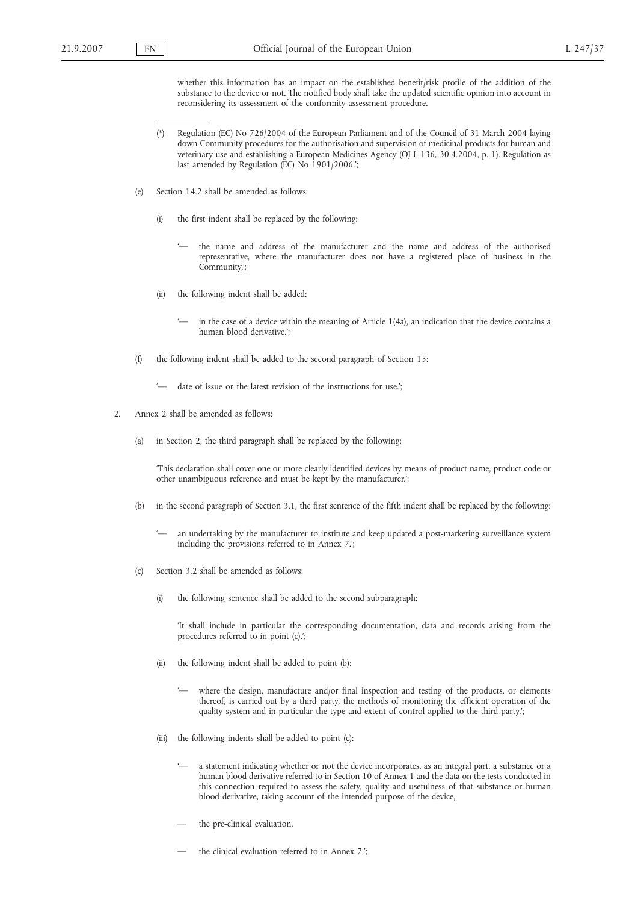whether this information has an impact on the established benefit/risk profile of the addition of the substance to the device or not. The notified body shall take the updated scientific opinion into account in reconsidering its assessment of the conformity assessment procedure.

---

(*) Regulation (EC) No 726/2004 of the European Parliament and of the Council of 31 March 2004 laying down Community procedures for the authorisation and supervision of medicinal products for human and veterinary use and establishing a European Medicines Agency (OJ L 136, 30.4.2004, p. 1). Regulation as last amended by Regulation (EC) No 1901/2006.';

(e) Section 14.2 shall be amended as follows:

(i) the first indent shall be replaced by the following:

'— the name and address of the manufacturer and the name and address of the authorised representative, where the manufacturer does not have a registered place of business in the Community,';

(ii) the following indent shall be added:

'— in the case of a device within the meaning of Article 1(4a), an indication that the device contains a human blood derivative.';

(f) the following indent shall be added to the second paragraph of Section 15:

'— date of issue or the latest revision of the instructions for use.';

2. Annex 2 shall be amended as follows:

(a) in Section 2, the third paragraph shall be replaced by the following:

'This declaration shall cover one or more clearly identified devices by means of product name, product code or other unambiguous reference and must be kept by the manufacturer.';

(b) in the second paragraph of Section 3.1, the first sentence of the fifth indent shall be replaced by the following:

'— an undertaking by the manufacturer to institute and keep updated a post-marketing surveillance system including the provisions referred to in Annex 7.';

(c) Section 3.2 shall be amended as follows:

(i) the following sentence shall be added to the second subparagraph:

'It shall include in particular the corresponding documentation, data and records arising from the procedures referred to in point (c).';

(ii) the following indent shall be added to point (b):

'— where the design, manufacture and/or final inspection and testing of the products, or elements thereof, is carried out by a third party, the methods of monitoring the efficient operation of the quality system and in particular the type and extent of control applied to the third party.';

(iii) the following indents shall be added to point (c):

'— a statement indicating whether or not the device incorporates, as an integral part, a substance or a human blood derivative referred to in Section 10 of Annex 1 and the data on the tests conducted in this connection required to assess the safety, quality and usefulness of that substance or human blood derivative, taking account of the intended purpose of the device,

— the pre-clinical evaluation,

— the clinical evaluation referred to in Annex 7.';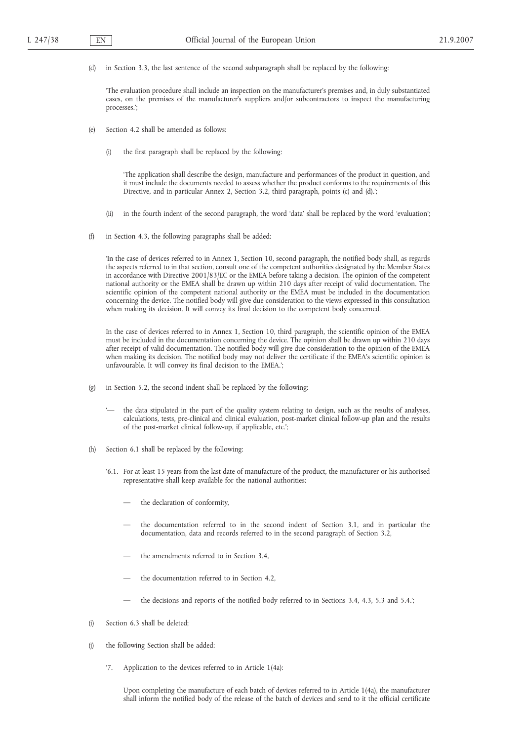(d) in Section 3.3, the last sentence of the second subparagraph shall be replaced by the following:

'The evaluation procedure shall include an inspection on the manufacturer's premises and, in duly substantiated cases, on the premises of the manufacturer's suppliers and/or subcontractors to inspect the manufacturing processes.';

(e) Section 4.2 shall be amended as follows:

(i) the first paragraph shall be replaced by the following:

'The application shall describe the design, manufacture and performances of the product in question, and it must include the documents needed to assess whether the product conforms to the requirements of this Directive, and in particular Annex 2, Section 3.2, third paragraph, points (c) and (d).';

(ii) in the fourth indent of the second paragraph, the word 'data' shall be replaced by the word 'evaluation';

(f) in Section 4.3, the following paragraphs shall be added:

'In the case of devices referred to in Annex 1, Section 10, second paragraph, the notified body shall, as regards the aspects referred to in that section, consult one of the competent authorities designated by the Member States in accordance with Directive 2001/83/EC or the EMEA before taking a decision. The opinion of the competent national authority or the EMEA shall be drawn up within 210 days after receipt of valid documentation. The scientific opinion of the competent national authority or the EMEA must be included in the documentation concerning the device. The notified body will give due consideration to the views expressed in this consultation when making its decision. It will convey its final decision to the competent body concerned.

In the case of devices referred to in Annex 1, Section 10, third paragraph, the scientific opinion of the EMEA must be included in the documentation concerning the device. The opinion shall be drawn up within 210 days after receipt of valid documentation. The notified body will give due consideration to the opinion of the EMEA when making its decision. The notified body may not deliver the certificate if the EMEA's scientific opinion is unfavourable. It will convey its final decision to the EMEA.';

(g) in Section 5.2, the second indent shall be replaced by the following:

'— the data stipulated in the part of the quality system relating to design, such as the results of analyses, calculations, tests, pre-clinical and clinical evaluation, post-market clinical follow-up plan and the results of the post-market clinical follow-up, if applicable, etc.';

(h) Section 6.1 shall be replaced by the following:

'6.1. For at least 15 years from the last date of manufacture of the product, the manufacturer or his authorised representative shall keep available for the national authorities:

— the declaration of conformity,

— the documentation referred to in the second indent of Section 3.1, and in particular the documentation, data and records referred to in the second paragraph of Section 3.2,

— the amendments referred to in Section 3.4,

— the documentation referred to in Section 4.2,

— the decisions and reports of the notified body referred to in Sections 3.4, 4.3, 5.3 and 5.4.';

(i) Section 6.3 shall be deleted;

(j) the following Section shall be added:

'7. Application to the devices referred to in Article 1(4a):

Upon completing the manufacture of each batch of devices referred to in Article 1(4a), the manufacturer shall inform the notified body of the release of the batch of devices and send to it the official certificate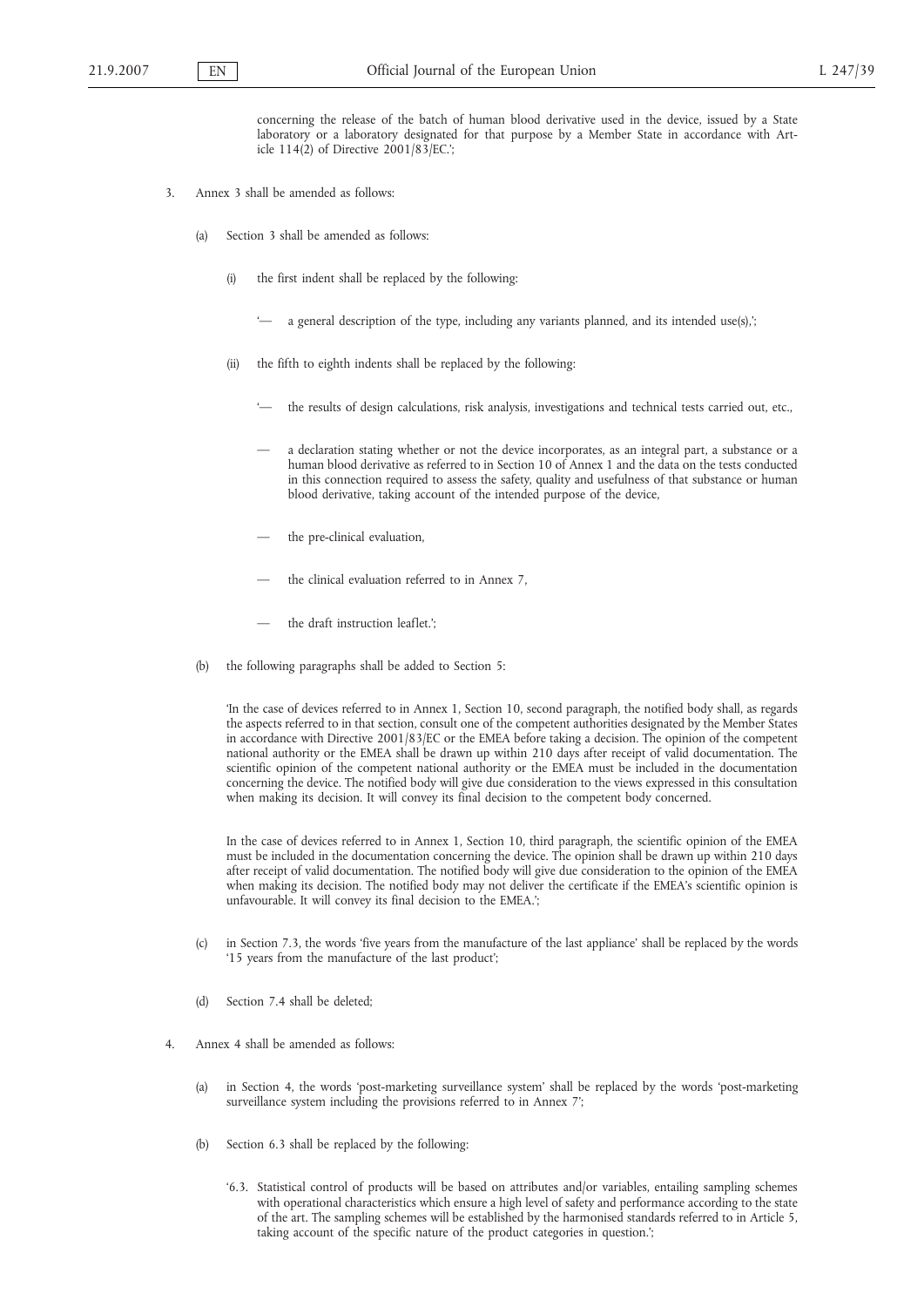concerning the release of the batch of human blood derivative used in the device, issued by a State laboratory or a laboratory designated for that purpose by a Member State in accordance with Article 114(2) of Directive 2001/83/EC.';

3. Annex 3 shall be amended as follows:

   (a) Section 3 shall be amended as follows:

      (i) the first indent shall be replaced by the following:

         '— a general description of the type, including any variants planned, and its intended use(s),';

      (ii) the fifth to eighth indents shall be replaced by the following:

         '— the results of design calculations, risk analysis, investigations and technical tests carried out, etc.,

         — a declaration stating whether or not the device incorporates, as an integral part, a substance or a human blood derivative as referred to in Section 10 of Annex 1 and the data on the tests conducted in this connection required to assess the safety, quality and usefulness of that substance or human blood derivative, taking account of the intended purpose of the device,

         — the pre-clinical evaluation,

         — the clinical evaluation referred to in Annex 7,

         — the draft instruction leaflet.';

   (b) the following paragraphs shall be added to Section 5:

      'In the case of devices referred to in Annex 1, Section 10, second paragraph, the notified body shall, as regards the aspects referred to in that section, consult one of the competent authorities designated by the Member States in accordance with Directive 2001/83/EC or the EMEA before taking a decision. The opinion of the competent national authority or the EMEA shall be drawn up within 210 days after receipt of valid documentation. The scientific opinion of the competent national authority or the EMEA must be included in the documentation concerning the device. The notified body will give due consideration to the views expressed in this consultation when making its decision. It will convey its final decision to the competent body concerned.

      In the case of devices referred to in Annex 1, Section 10, third paragraph, the scientific opinion of the EMEA must be included in the documentation concerning the device. The opinion shall be drawn up within 210 days after receipt of valid documentation. The notified body will give due consideration to the opinion of the EMEA when making its decision. The notified body may not deliver the certificate if the EMEA's scientific opinion is unfavourable. It will convey its final decision to the EMEA.';

   (c) in Section 7.3, the words 'five years from the manufacture of the last appliance' shall be replaced by the words '15 years from the manufacture of the last product';

   (d) Section 7.4 shall be deleted;

4. Annex 4 shall be amended as follows:

   (a) in Section 4, the words 'post-marketing surveillance system' shall be replaced by the words 'post-marketing surveillance system including the provisions referred to in Annex 7';

   (b) Section 6.3 shall be replaced by the following:

      '6.3. Statistical control of products will be based on attributes and/or variables, entailing sampling schemes with operational characteristics which ensure a high level of safety and performance according to the state of the art. The sampling schemes will be established by the harmonised standards referred to in Article 5, taking account of the specific nature of the product categories in question.';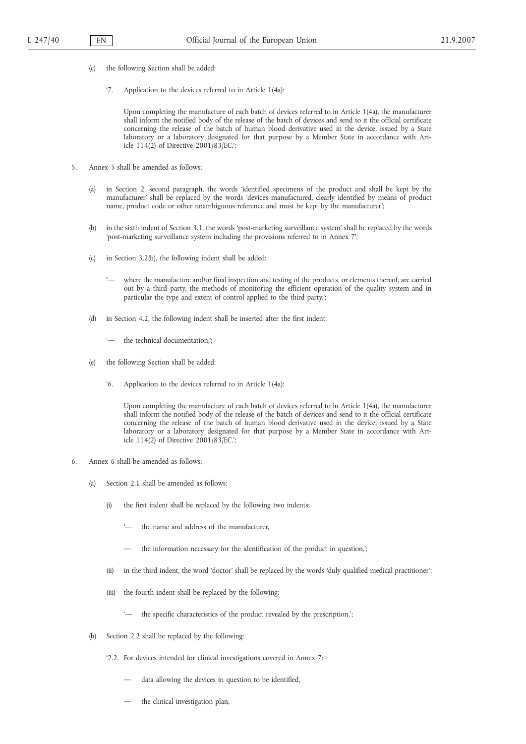(c) the following Section shall be added:

‘7. Application to the devices referred to in Article 1(4a):

Upon completing the manufacture of each batch of devices referred to in Article 1(4a), the manufacturer shall inform the notified body of the release of the batch of devices and send to it the official certificate concerning the release of the batch of human blood derivative used in the device, issued by a State laboratory or a laboratory designated for that purpose by a Member State in accordance with Article 114(2) of Directive 2001/83/EC.’;

5. Annex 5 shall be amended as follows:

(a) in Section 2, second paragraph, the words ‘identified specimens of the product and shall be kept by the manufacturer’ shall be replaced by the words ‘devices manufactured, clearly identified by means of product name, product code or other unambiguous reference and must be kept by the manufacturer’;

(b) in the sixth indent of Section 3.1, the words ‘post-marketing surveillance system’ shall be replaced by the words ‘post-marketing surveillance system including the provisions referred to in Annex 7’;

(c) in Section 3.2(b), the following indent shall be added:

‘— where the manufacture and/or final inspection and testing of the products, or elements thereof, are carried out by a third party, the methods of monitoring the efficient operation of the quality system and in particular the type and extent of control applied to the third party.’;

(d) in Section 4.2, the following indent shall be inserted after the first indent:

‘— the technical documentation,’;

(e) the following Section shall be added:

‘6. Application to the devices referred to in Article 1(4a):

Upon completing the manufacture of each batch of devices referred to in Article 1(4a), the manufacturer shall inform the notified body of the release of the batch of devices and send to it the official certificate concerning the release of the batch of human blood derivative used in the device, issued by a State laboratory or a laboratory designated for that purpose by a Member State in accordance with Article 114(2) of Directive 2001/83/EC.’;

6. Annex 6 shall be amended as follows:

(a) Section 2.1 shall be amended as follows:

(i) the first indent shall be replaced by the following two indents:

‘— the name and address of the manufacturer,

— the information necessary for the identification of the product in question,’;

(ii) in the third indent, the word ‘doctor’ shall be replaced by the words ‘duly qualified medical practitioner’;

(iii) the fourth indent shall be replaced by the following:

‘— the specific characteristics of the product revealed by the prescription,’;

(b) Section 2.2 shall be replaced by the following:

‘2.2. For devices intended for clinical investigations covered in Annex 7:

— data allowing the devices in question to be identified,

— the clinical investigation plan,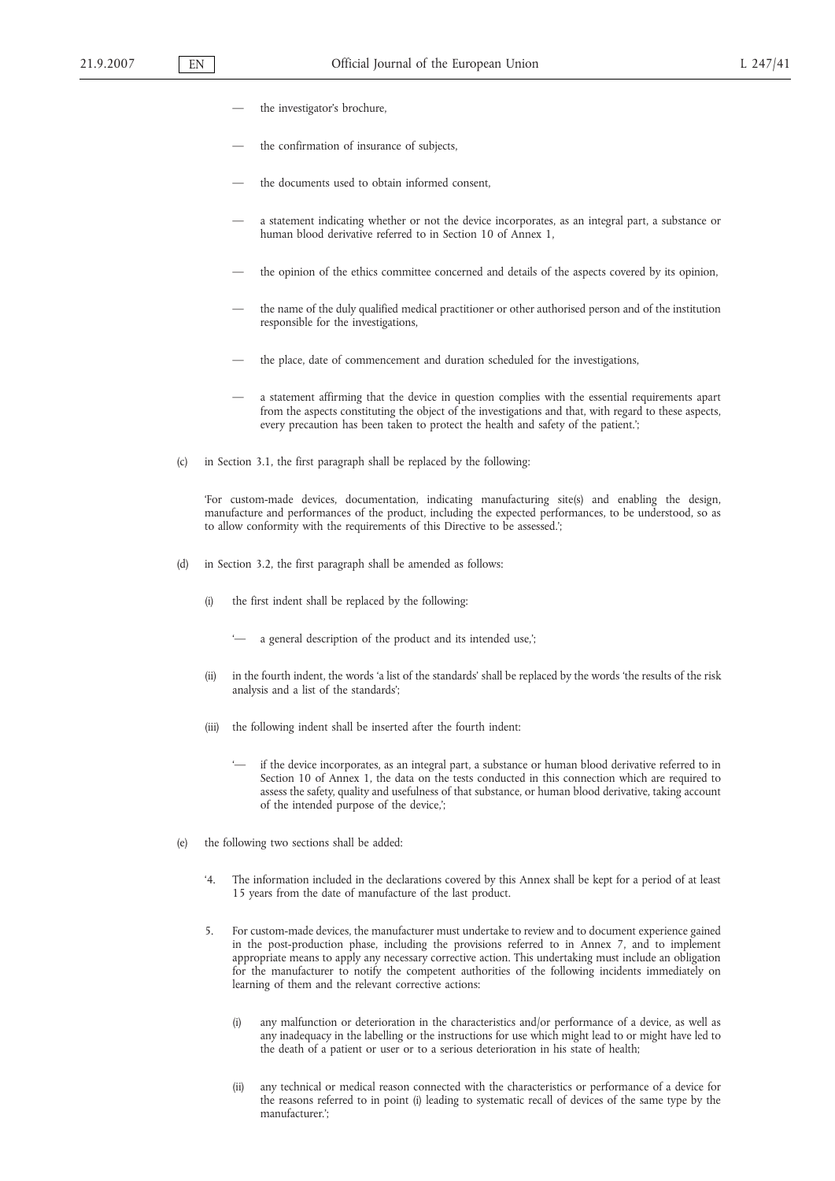- the investigator's brochure,
- the confirmation of insurance of subjects,
- the documents used to obtain informed consent,
- a statement indicating whether or not the device incorporates, as an integral part, a substance or human blood derivative referred to in Section 10 of Annex 1,
- the opinion of the ethics committee concerned and details of the aspects covered by its opinion,
- the name of the duly qualified medical practitioner or other authorised person and of the institution responsible for the investigations,
- the place, date of commencement and duration scheduled for the investigations,
- a statement affirming that the device in question complies with the essential requirements apart from the aspects constituting the object of the investigations and that, with regard to these aspects, every precaution has been taken to protect the health and safety of the patient.';

(c) in Section 3.1, the first paragraph shall be replaced by the following:

'For custom-made devices, documentation, indicating manufacturing site(s) and enabling the design, manufacture and performances of the product, including the expected performances, to be understood, so as to allow conformity with the requirements of this Directive to be assessed.';

(d) in Section 3.2, the first paragraph shall be amended as follows:

(i) the first indent shall be replaced by the following:

'— a general description of the product and its intended use,';

(ii) in the fourth indent, the words 'a list of the standards' shall be replaced by the words 'the results of the risk analysis and a list of the standards';

(iii) the following indent shall be inserted after the fourth indent:

'— if the device incorporates, as an integral part, a substance or human blood derivative referred to in Section 10 of Annex 1, the data on the tests conducted in this connection which are required to assess the safety, quality and usefulness of that substance, or human blood derivative, taking account of the intended purpose of the device,';

(e) the following two sections shall be added:

'4. The information included in the declarations covered by this Annex shall be kept for a period of at least 15 years from the date of manufacture of the last product.

5. For custom-made devices, the manufacturer must undertake to review and to document experience gained in the post-production phase, including the provisions referred to in Annex 7, and to implement appropriate means to apply any necessary corrective action. This undertaking must include an obligation for the manufacturer to notify the competent authorities of the following incidents immediately on learning of them and the relevant corrective actions:

(i) any malfunction or deterioration in the characteristics and/or performance of a device, as well as any inadequacy in the labelling or the instructions for use which might lead to or might have led to the death of a patient or user or to a serious deterioration in his state of health;

(ii) any technical or medical reason connected with the characteristics or performance of a device for the reasons referred to in point (i) leading to systematic recall of devices of the same type by the manufacturer.';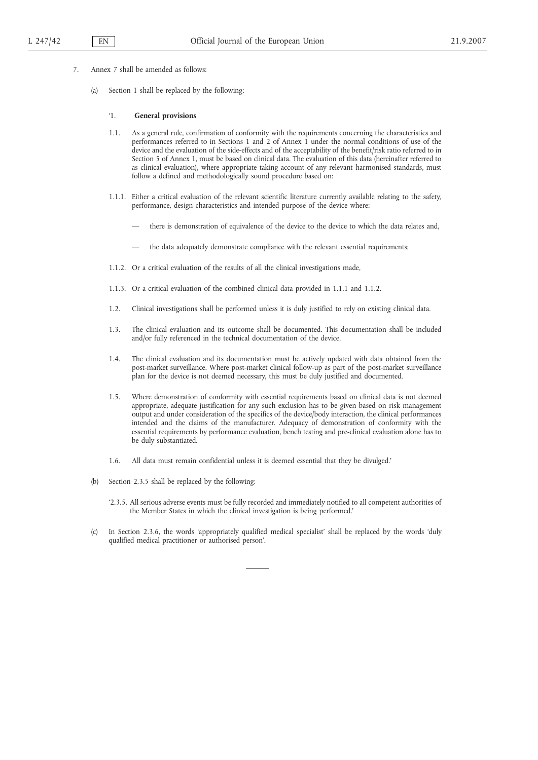7. Annex 7 shall be amended as follows:

(a) Section 1 shall be replaced by the following:

‘1. **General provisions**

1.1. As a general rule, confirmation of conformity with the requirements concerning the characteristics and performances referred to in Sections 1 and 2 of Annex 1 under the normal conditions of use of the device and the evaluation of the side-effects and of the acceptability of the benefit/risk ratio referred to in Section 5 of Annex 1, must be based on clinical data. The evaluation of this data (hereinafter referred to as clinical evaluation), where appropriate taking account of any relevant harmonised standards, must follow a defined and methodologically sound procedure based on:

1.1.1. Either a critical evaluation of the relevant scientific literature currently available relating to the safety, performance, design characteristics and intended purpose of the device where:

— there is demonstration of equivalence of the device to the device to which the data relates and,

— the data adequately demonstrate compliance with the relevant essential requirements;

1.1.2. Or a critical evaluation of the results of all the clinical investigations made,

1.1.3. Or a critical evaluation of the combined clinical data provided in 1.1.1 and 1.1.2.

1.2. Clinical investigations shall be performed unless it is duly justified to rely on existing clinical data.

1.3. The clinical evaluation and its outcome shall be documented. This documentation shall be included and/or fully referenced in the technical documentation of the device.

1.4. The clinical evaluation and its documentation must be actively updated with data obtained from the post-market surveillance. Where post-market clinical follow-up as part of the post-market surveillance plan for the device is not deemed necessary, this must be duly justified and documented.

1.5. Where demonstration of conformity with essential requirements based on clinical data is not deemed appropriate, adequate justification for any such exclusion has to be given based on risk management output and under consideration of the specifics of the device/body interaction, the clinical performances intended and the claims of the manufacturer. Adequacy of demonstration of conformity with the essential requirements by performance evaluation, bench testing and pre-clinical evaluation alone has to be duly substantiated.

1.6. All data must remain confidential unless it is deemed essential that they be divulged.’

(b) Section 2.3.5 shall be replaced by the following:

‘2.3.5. All serious adverse events must be fully recorded and immediately notified to all competent authorities of the Member States in which the clinical investigation is being performed.’

(c) In Section 2.3.6, the words ‘appropriately qualified medical specialist’ shall be replaced by the words ‘duly qualified medical practitioner or authorised person’.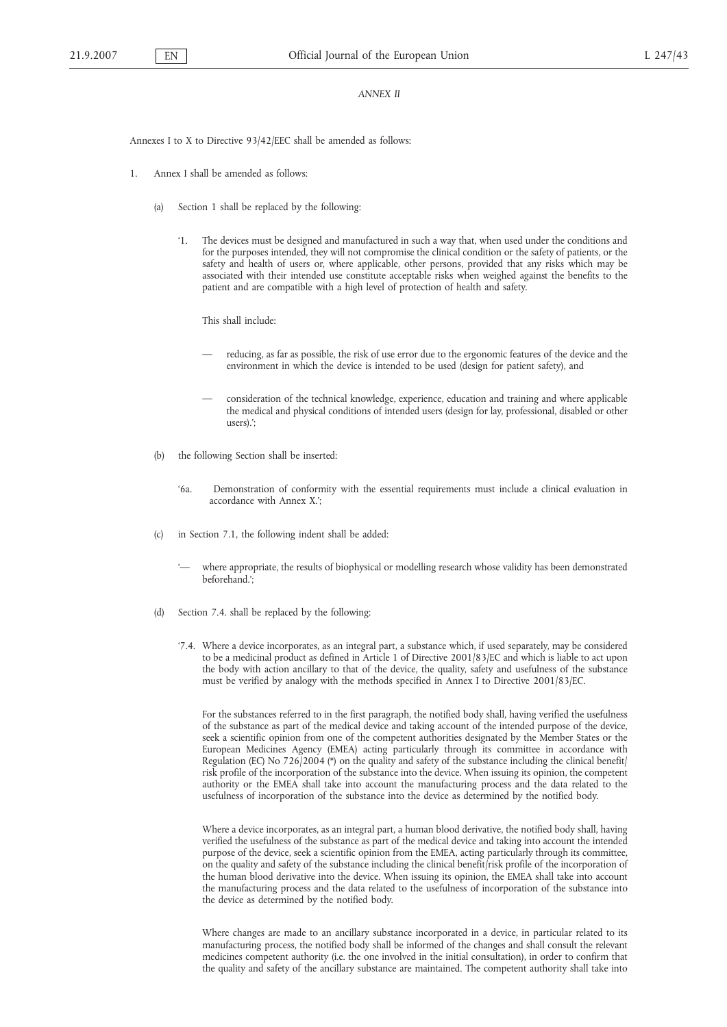*ANNEX II*

Annexes I to X to Directive 93/42/EEC shall be amended as follows:

1. Annex I shall be amended as follows:

   (a) Section 1 shall be replaced by the following:

   '1. The devices must be designed and manufactured in such a way that, when used under the conditions and for the purposes intended, they will not compromise the clinical condition or the safety of patients, or the safety and health of users or, where applicable, other persons, provided that any risks which may be associated with their intended use constitute acceptable risks when weighed against the benefits to the patient and are compatible with a high level of protection of health and safety.

   This shall include:

   — reducing, as far as possible, the risk of use error due to the ergonomic features of the device and the environment in which the device is intended to be used (design for patient safety), and

   — consideration of the technical knowledge, experience, education and training and where applicable the medical and physical conditions of intended users (design for lay, professional, disabled or other users).';

   (b) the following Section shall be inserted:

   '6a. Demonstration of conformity with the essential requirements must include a clinical evaluation in accordance with Annex X.';

   (c) in Section 7.1, the following indent shall be added:

   '— where appropriate, the results of biophysical or modelling research whose validity has been demonstrated beforehand.';

   (d) Section 7.4. shall be replaced by the following:

   '7.4. Where a device incorporates, as an integral part, a substance which, if used separately, may be considered to be a medicinal product as defined in Article 1 of Directive 2001/83/EC and which is liable to act upon the body with action ancillary to that of the device, the quality, safety and usefulness of the substance must be verified by analogy with the methods specified in Annex I to Directive 2001/83/EC.

   For the substances referred to in the first paragraph, the notified body shall, having verified the usefulness of the substance as part of the medical device and taking account of the intended purpose of the device, seek a scientific opinion from one of the competent authorities designated by the Member States or the European Medicines Agency (EMEA) acting particularly through its committee in accordance with Regulation (EC) No 726/2004 (*) on the quality and safety of the substance including the clinical benefit/risk profile of the incorporation of the substance into the device. When issuing its opinion, the competent authority or the EMEA shall take into account the manufacturing process and the data related to the usefulness of incorporation of the substance into the device as determined by the notified body.

   Where a device incorporates, as an integral part, a human blood derivative, the notified body shall, having verified the usefulness of the substance as part of the medical device and taking into account the intended purpose of the device, seek a scientific opinion from the EMEA, acting particularly through its committee, on the quality and safety of the substance including the clinical benefit/risk profile of the incorporation of the human blood derivative into the device. When issuing its opinion, the EMEA shall take into account the manufacturing process and the data related to the usefulness of incorporation of the substance into the device as determined by the notified body.

   Where changes are made to an ancillary substance incorporated in a device, in particular related to its manufacturing process, the notified body shall be informed of the changes and shall consult the relevant medicines competent authority (i.e. the one involved in the initial consultation), in order to confirm that the quality and safety of the ancillary substance are maintained. The competent authority shall take into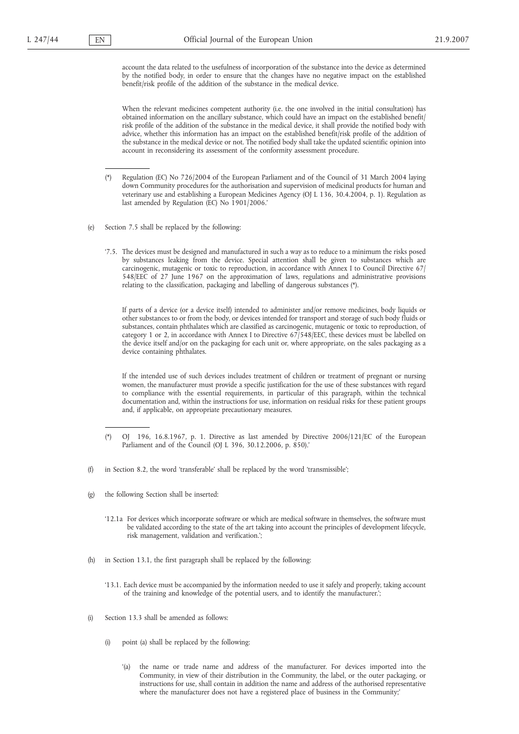account the data related to the usefulness of incorporation of the substance into the device as determined by the notified body, in order to ensure that the changes have no negative impact on the established benefit/risk profile of the addition of the substance in the medical device.

When the relevant medicines competent authority (i.e. the one involved in the initial consultation) has obtained information on the ancillary substance, which could have an impact on the established benefit/risk profile of the addition of the substance in the medical device, it shall provide the notified body with advice, whether this information has an impact on the established benefit/risk profile of the addition of the substance in the medical device or not. The notified body shall take the updated scientific opinion into account in reconsidering its assessment of the conformity assessment procedure.

(*) Regulation (EC) No 726/2004 of the European Parliament and of the Council of 31 March 2004 laying down Community procedures for the authorisation and supervision of medicinal products for human and veterinary use and establishing a European Medicines Agency (OJ L 136, 30.4.2004, p. 1). Regulation as last amended by Regulation (EC) No 1901/2006.'

(e) Section 7.5 shall be replaced by the following:

'7.5. The devices must be designed and manufactured in such a way as to reduce to a minimum the risks posed by substances leaking from the device. Special attention shall be given to substances which are carcinogenic, mutagenic or toxic to reproduction, in accordance with Annex I to Council Directive 67/548/EEC of 27 June 1967 on the approximation of laws, regulations and administrative provisions relating to the classification, packaging and labelling of dangerous substances (*).

If parts of a device (or a device itself) intended to administer and/or remove medicines, body liquids or other substances to or from the body, or devices intended for transport and storage of such body fluids or substances, contain phthalates which are classified as carcinogenic, mutagenic or toxic to reproduction, of category 1 or 2, in accordance with Annex I to Directive 67/548/EEC, these devices must be labelled on the device itself and/or on the packaging for each unit or, where appropriate, on the sales packaging as a device containing phthalates.

If the intended use of such devices includes treatment of children or treatment of pregnant or nursing women, the manufacturer must provide a specific justification for the use of these substances with regard to compliance with the essential requirements, in particular of this paragraph, within the technical documentation and, within the instructions for use, information on residual risks for these patient groups and, if applicable, on appropriate precautionary measures.

(*) OJ 196, 16.8.1967, p. 1. Directive as last amended by Directive 2006/121/EC of the European Parliament and of the Council (OJ L 396, 30.12.2006, p. 850).'

(f) in Section 8.2, the word 'transferable' shall be replaced by the word 'transmissible';

(g) the following Section shall be inserted:

'12.1a For devices which incorporate software or which are medical software in themselves, the software must be validated according to the state of the art taking into account the principles of development lifecycle, risk management, validation and verification.';

(h) in Section 13.1, the first paragraph shall be replaced by the following:

'13.1. Each device must be accompanied by the information needed to use it safely and properly, taking account of the training and knowledge of the potential users, and to identify the manufacturer.';

(i) Section 13.3 shall be amended as follows:

(i) point (a) shall be replaced by the following:

'(a) the name or trade name and address of the manufacturer. For devices imported into the Community, in view of their distribution in the Community, the label, or the outer packaging, or instructions for use, shall contain in addition the name and address of the authorised representative where the manufacturer does not have a registered place of business in the Community;'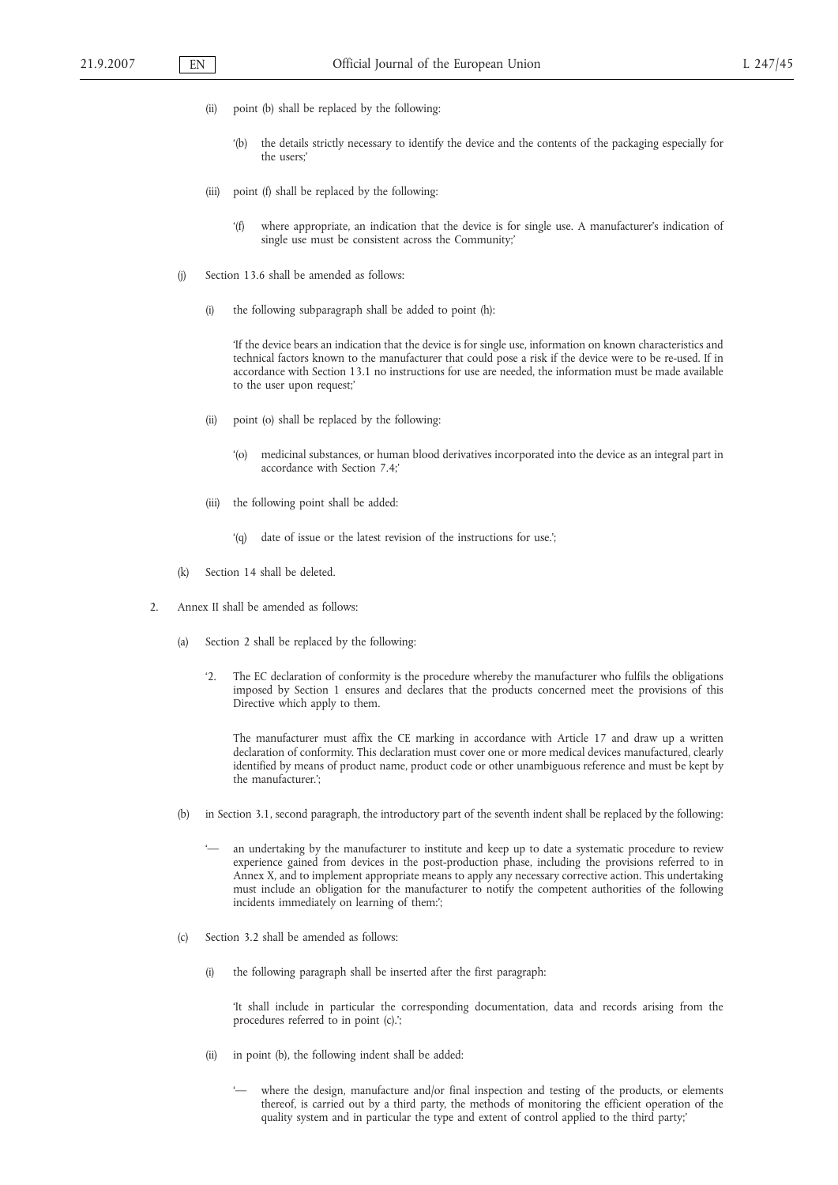(ii) point (b) shall be replaced by the following:

‘(b) the details strictly necessary to identify the device and the contents of the packaging especially for the users;’

(iii) point (f) shall be replaced by the following:

‘(f) where appropriate, an indication that the device is for single use. A manufacturer's indication of single use must be consistent across the Community;’

(j) Section 13.6 shall be amended as follows:

(i) the following subparagraph shall be added to point (h):

‘If the device bears an indication that the device is for single use, information on known characteristics and technical factors known to the manufacturer that could pose a risk if the device were to be re-used. If in accordance with Section 13.1 no instructions for use are needed, the information must be made available to the user upon request;’

(ii) point (o) shall be replaced by the following:

‘(o) medicinal substances, or human blood derivatives incorporated into the device as an integral part in accordance with Section 7.4;’

(iii) the following point shall be added:

‘(q) date of issue or the latest revision of the instructions for use.’;

(k) Section 14 shall be deleted.

2. Annex II shall be amended as follows:

(a) Section 2 shall be replaced by the following:

‘2. The EC declaration of conformity is the procedure whereby the manufacturer who fulfils the obligations imposed by Section 1 ensures and declares that the products concerned meet the provisions of this Directive which apply to them.

The manufacturer must affix the CE marking in accordance with Article 17 and draw up a written declaration of conformity. This declaration must cover one or more medical devices manufactured, clearly identified by means of product name, product code or other unambiguous reference and must be kept by the manufacturer.’;

(b) in Section 3.1, second paragraph, the introductory part of the seventh indent shall be replaced by the following:

‘— an undertaking by the manufacturer to institute and keep up to date a systematic procedure to review experience gained from devices in the post-production phase, including the provisions referred to in Annex X, and to implement appropriate means to apply any necessary corrective action. This undertaking must include an obligation for the manufacturer to notify the competent authorities of the following incidents immediately on learning of them:’;

(c) Section 3.2 shall be amended as follows:

(i) the following paragraph shall be inserted after the first paragraph:

‘It shall include in particular the corresponding documentation, data and records arising from the procedures referred to in point (c).’;

(ii) in point (b), the following indent shall be added:

‘— where the design, manufacture and/or final inspection and testing of the products, or elements thereof, is carried out by a third party, the methods of monitoring the efficient operation of the quality system and in particular the type and extent of control applied to the third party;’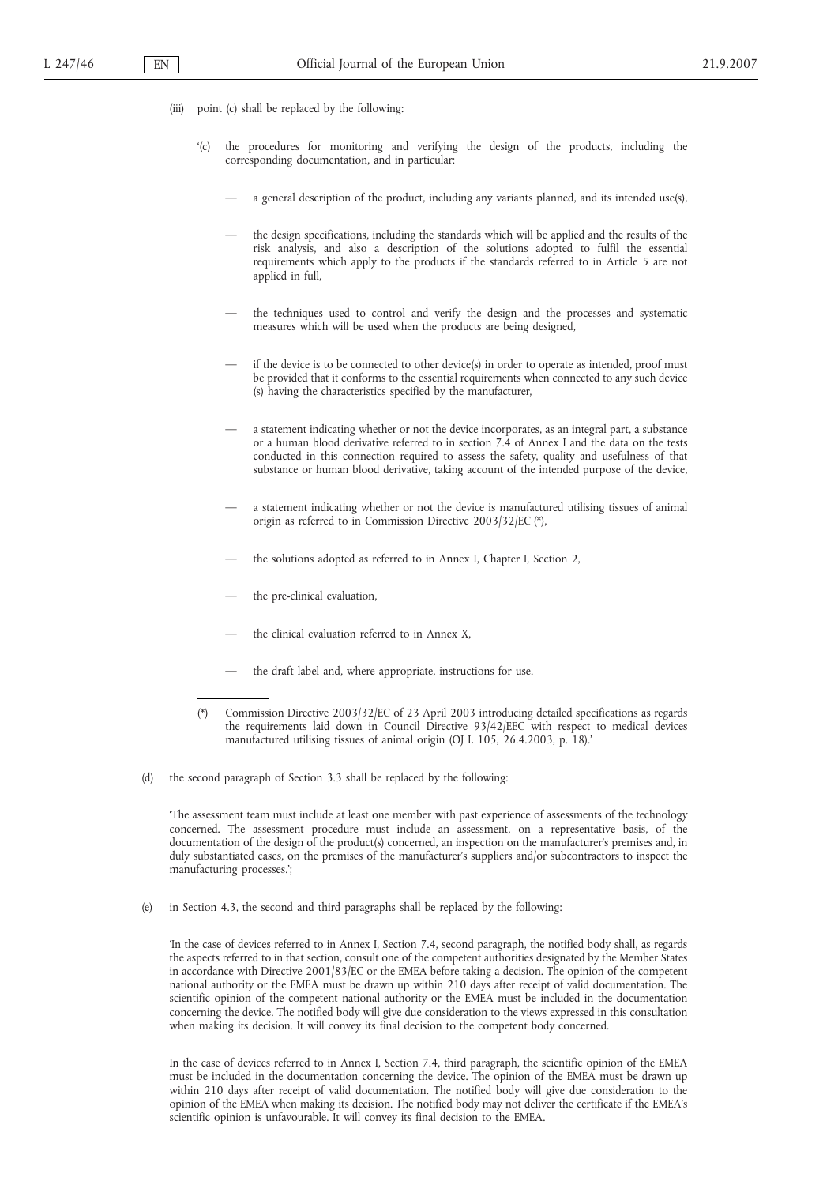(iii) point (c) shall be replaced by the following:

'(c) the procedures for monitoring and verifying the design of the products, including the corresponding documentation, and in particular:

— a general description of the product, including any variants planned, and its intended use(s),

— the design specifications, including the standards which will be applied and the results of the risk analysis, and also a description of the solutions adopted to fulfil the essential requirements which apply to the products if the standards referred to in Article 5 are not applied in full,

— the techniques used to control and verify the design and the processes and systematic measures which will be used when the products are being designed,

— if the device is to be connected to other device(s) in order to operate as intended, proof must be provided that it conforms to the essential requirements when connected to any such device (s) having the characteristics specified by the manufacturer,

— a statement indicating whether or not the device incorporates, as an integral part, a substance or a human blood derivative referred to in section 7.4 of Annex I and the data on the tests conducted in this connection required to assess the safety, quality and usefulness of that substance or human blood derivative, taking account of the intended purpose of the device,

— a statement indicating whether or not the device is manufactured utilising tissues of animal origin as referred to in Commission Directive 2003/32/EC (*),

— the solutions adopted as referred to in Annex I, Chapter I, Section 2,

— the pre-clinical evaluation,

— the clinical evaluation referred to in Annex X,

— the draft label and, where appropriate, instructions for use.

---

(*) Commission Directive 2003/32/EC of 23 April 2003 introducing detailed specifications as regards the requirements laid down in Council Directive 93/42/EEC with respect to medical devices manufactured utilising tissues of animal origin (OJ L 105, 26.4.2003, p. 18).'

(d) the second paragraph of Section 3.3 shall be replaced by the following:

'The assessment team must include at least one member with past experience of assessments of the technology concerned. The assessment procedure must include an assessment, on a representative basis, of the documentation of the design of the product(s) concerned, an inspection on the manufacturer's premises and, in duly substantiated cases, on the premises of the manufacturer's suppliers and/or subcontractors to inspect the manufacturing processes.';

(e) in Section 4.3, the second and third paragraphs shall be replaced by the following:

'In the case of devices referred to in Annex I, Section 7.4, second paragraph, the notified body shall, as regards the aspects referred to in that section, consult one of the competent authorities designated by the Member States in accordance with Directive 2001/83/EC or the EMEA before taking a decision. The opinion of the competent national authority or the EMEA must be drawn up within 210 days after receipt of valid documentation. The scientific opinion of the competent national authority or the EMEA must be included in the documentation concerning the device. The notified body will give due consideration to the views expressed in this consultation when making its decision. It will convey its final decision to the competent body concerned.

In the case of devices referred to in Annex I, Section 7.4, third paragraph, the scientific opinion of the EMEA must be included in the documentation concerning the device. The opinion of the EMEA must be drawn up within 210 days after receipt of valid documentation. The notified body will give due consideration to the opinion of the EMEA when making its decision. The notified body may not deliver the certificate if the EMEA's scientific opinion is unfavourable. It will convey its final decision to the EMEA.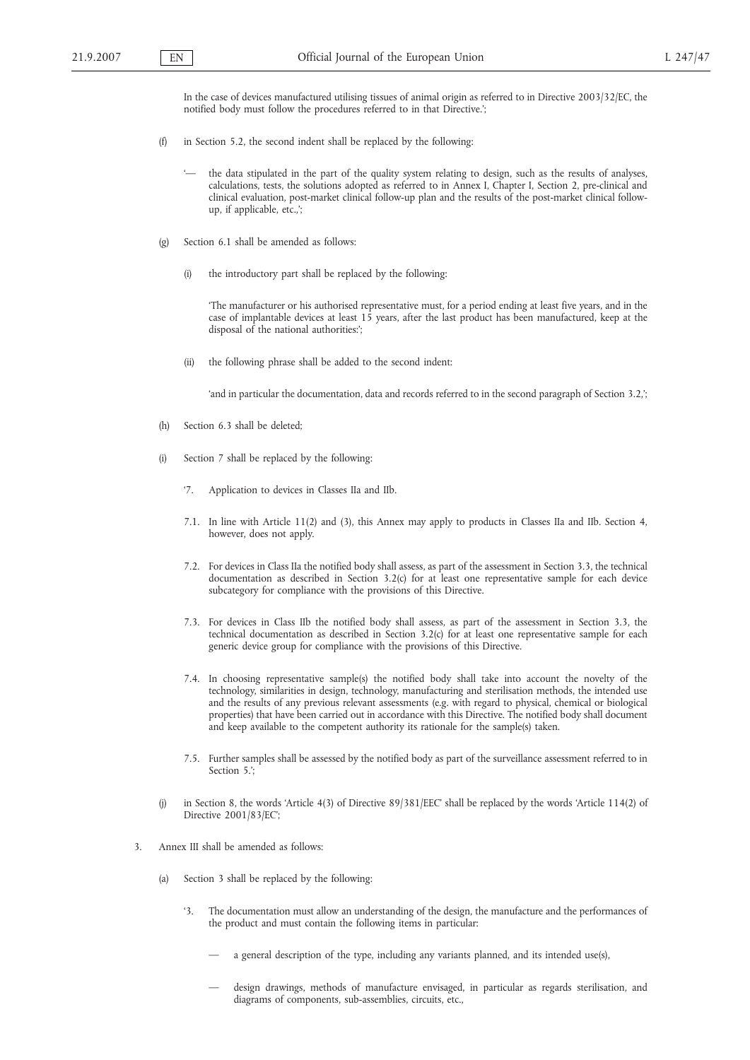In the case of devices manufactured utilising tissues of animal origin as referred to in Directive 2003/32/EC, the notified body must follow the procedures referred to in that Directive.';

(f) in Section 5.2, the second indent shall be replaced by the following:

'— the data stipulated in the part of the quality system relating to design, such as the results of analyses, calculations, tests, the solutions adopted as referred to in Annex I, Chapter I, Section 2, pre-clinical and clinical evaluation, post-market clinical follow-up plan and the results of the post-market clinical follow-up, if applicable, etc.,';

(g) Section 6.1 shall be amended as follows:

(i) the introductory part shall be replaced by the following:

'The manufacturer or his authorised representative must, for a period ending at least five years, and in the case of implantable devices at least 15 years, after the last product has been manufactured, keep at the disposal of the national authorities:';

(ii) the following phrase shall be added to the second indent:

'and in particular the documentation, data and records referred to in the second paragraph of Section 3.2,';

(h) Section 6.3 shall be deleted;

(i) Section 7 shall be replaced by the following:

'7. Application to devices in Classes IIa and IIb.

7.1. In line with Article 11(2) and (3), this Annex may apply to products in Classes IIa and IIb. Section 4, however, does not apply.

7.2. For devices in Class IIa the notified body shall assess, as part of the assessment in Section 3.3, the technical documentation as described in Section 3.2(c) for at least one representative sample for each device subcategory for compliance with the provisions of this Directive.

7.3. For devices in Class IIb the notified body shall assess, as part of the assessment in Section 3.3, the technical documentation as described in Section 3.2(c) for at least one representative sample for each generic device group for compliance with the provisions of this Directive.

7.4. In choosing representative sample(s) the notified body shall take into account the novelty of the technology, similarities in design, technology, manufacturing and sterilisation methods, the intended use and the results of any previous relevant assessments (e.g. with regard to physical, chemical or biological properties) that have been carried out in accordance with this Directive. The notified body shall document and keep available to the competent authority its rationale for the sample(s) taken.

7.5. Further samples shall be assessed by the notified body as part of the surveillance assessment referred to in Section 5.';

(j) in Section 8, the words 'Article 4(3) of Directive 89/381/EEC' shall be replaced by the words 'Article 114(2) of Directive 2001/83/EC';

3. Annex III shall be amended as follows:

(a) Section 3 shall be replaced by the following:

'3. The documentation must allow an understanding of the design, the manufacture and the performances of the product and must contain the following items in particular:

— a general description of the type, including any variants planned, and its intended use(s),

— design drawings, methods of manufacture envisaged, in particular as regards sterilisation, and diagrams of components, sub-assemblies, circuits, etc.,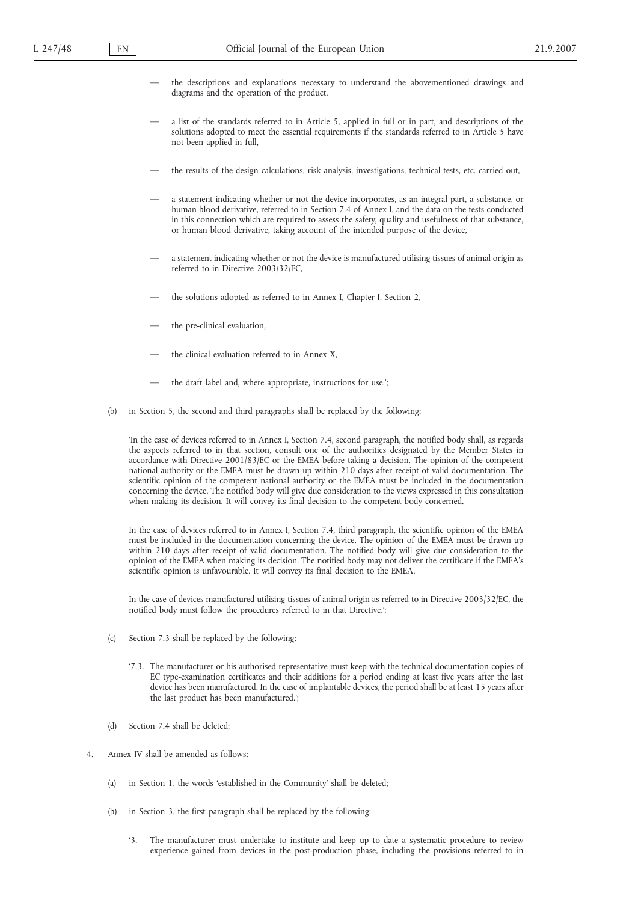— the descriptions and explanations necessary to understand the abovementioned drawings and diagrams and the operation of the product,

— a list of the standards referred to in Article 5, applied in full or in part, and descriptions of the solutions adopted to meet the essential requirements if the standards referred to in Article 5 have not been applied in full,

— the results of the design calculations, risk analysis, investigations, technical tests, etc. carried out,

— a statement indicating whether or not the device incorporates, as an integral part, a substance, or human blood derivative, referred to in Section 7.4 of Annex I, and the data on the tests conducted in this connection which are required to assess the safety, quality and usefulness of that substance, or human blood derivative, taking account of the intended purpose of the device,

— a statement indicating whether or not the device is manufactured utilising tissues of animal origin as referred to in Directive 2003/32/EC,

— the solutions adopted as referred to in Annex I, Chapter I, Section 2,

— the pre-clinical evaluation,

— the clinical evaluation referred to in Annex X,

— the draft label and, where appropriate, instructions for use.';

(b) in Section 5, the second and third paragraphs shall be replaced by the following:

'In the case of devices referred to in Annex I, Section 7.4, second paragraph, the notified body shall, as regards the aspects referred to in that section, consult one of the authorities designated by the Member States in accordance with Directive 2001/83/EC or the EMEA before taking a decision. The opinion of the competent national authority or the EMEA must be drawn up within 210 days after receipt of valid documentation. The scientific opinion of the competent national authority or the EMEA must be included in the documentation concerning the device. The notified body will give due consideration to the views expressed in this consultation when making its decision. It will convey its final decision to the competent body concerned.

In the case of devices referred to in Annex I, Section 7.4, third paragraph, the scientific opinion of the EMEA must be included in the documentation concerning the device. The opinion of the EMEA must be drawn up within 210 days after receipt of valid documentation. The notified body will give due consideration to the opinion of the EMEA when making its decision. The notified body may not deliver the certificate if the EMEA's scientific opinion is unfavourable. It will convey its final decision to the EMEA.

In the case of devices manufactured utilising tissues of animal origin as referred to in Directive 2003/32/EC, the notified body must follow the procedures referred to in that Directive.';

(c) Section 7.3 shall be replaced by the following:

'7.3. The manufacturer or his authorised representative must keep with the technical documentation copies of EC type-examination certificates and their additions for a period ending at least five years after the last device has been manufactured. In the case of implantable devices, the period shall be at least 15 years after the last product has been manufactured.';

(d) Section 7.4 shall be deleted;

4. Annex IV shall be amended as follows:

(a) in Section 1, the words 'established in the Community' shall be deleted;

(b) in Section 3, the first paragraph shall be replaced by the following:

'3. The manufacturer must undertake to institute and keep up to date a systematic procedure to review experience gained from devices in the post-production phase, including the provisions referred to in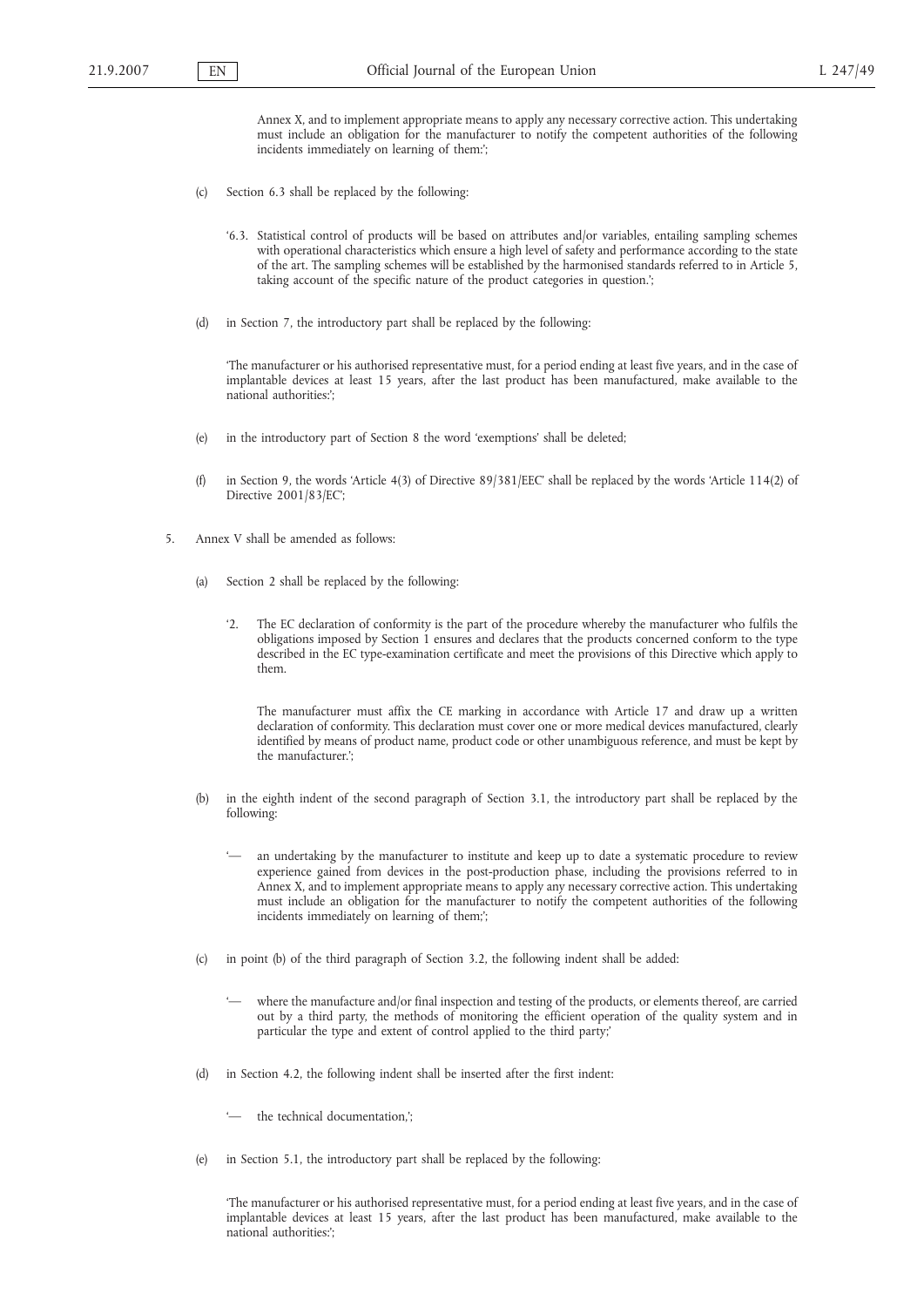Annex X, and to implement appropriate means to apply any necessary corrective action. This undertaking must include an obligation for the manufacturer to notify the competent authorities of the following incidents immediately on learning of them:';

(c) Section 6.3 shall be replaced by the following:

'6.3. Statistical control of products will be based on attributes and/or variables, entailing sampling schemes with operational characteristics which ensure a high level of safety and performance according to the state of the art. The sampling schemes will be established by the harmonised standards referred to in Article 5, taking account of the specific nature of the product categories in question.';

(d) in Section 7, the introductory part shall be replaced by the following:

'The manufacturer or his authorised representative must, for a period ending at least five years, and in the case of implantable devices at least 15 years, after the last product has been manufactured, make available to the national authorities:';

(e) in the introductory part of Section 8 the word 'exemptions' shall be deleted;

(f) in Section 9, the words 'Article 4(3) of Directive 89/381/EEC' shall be replaced by the words 'Article 114(2) of Directive 2001/83/EC';

5. Annex V shall be amended as follows:

(a) Section 2 shall be replaced by the following:

'2. The EC declaration of conformity is the part of the procedure whereby the manufacturer who fulfils the obligations imposed by Section 1 ensures and declares that the products concerned conform to the type described in the EC type-examination certificate and meet the provisions of this Directive which apply to them.

The manufacturer must affix the CE marking in accordance with Article 17 and draw up a written declaration of conformity. This declaration must cover one or more medical devices manufactured, clearly identified by means of product name, product code or other unambiguous reference, and must be kept by the manufacturer.';

(b) in the eighth indent of the second paragraph of Section 3.1, the introductory part shall be replaced by the following:

'— an undertaking by the manufacturer to institute and keep up to date a systematic procedure to review experience gained from devices in the post-production phase, including the provisions referred to in Annex X, and to implement appropriate means to apply any necessary corrective action. This undertaking must include an obligation for the manufacturer to notify the competent authorities of the following incidents immediately on learning of them;';

(c) in point (b) of the third paragraph of Section 3.2, the following indent shall be added:

'— where the manufacture and/or final inspection and testing of the products, or elements thereof, are carried out by a third party, the methods of monitoring the efficient operation of the quality system and in particular the type and extent of control applied to the third party;'

(d) in Section 4.2, the following indent shall be inserted after the first indent:

'— the technical documentation,';

(e) in Section 5.1, the introductory part shall be replaced by the following:

'The manufacturer or his authorised representative must, for a period ending at least five years, and in the case of implantable devices at least 15 years, after the last product has been manufactured, make available to the national authorities:';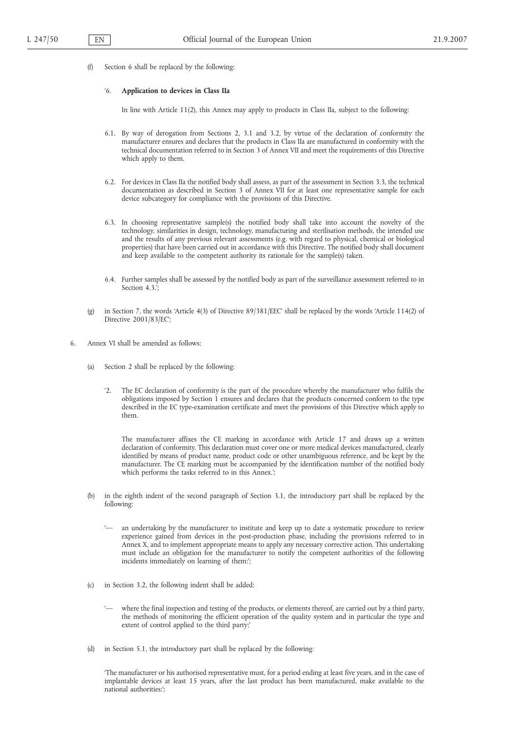(f) Section 6 shall be replaced by the following:

'6. **Application to devices in Class IIa**

In line with Article 11(2), this Annex may apply to products in Class IIa, subject to the following:

6.1. By way of derogation from Sections 2, 3.1 and 3.2, by virtue of the declaration of conformity the manufacturer ensures and declares that the products in Class IIa are manufactured in conformity with the technical documentation referred to in Section 3 of Annex VII and meet the requirements of this Directive which apply to them.

6.2. For devices in Class IIa the notified body shall assess, as part of the assessment in Section 3.3, the technical documentation as described in Section 3 of Annex VII for at least one representative sample for each device subcategory for compliance with the provisions of this Directive.

6.3. In choosing representative sample(s) the notified body shall take into account the novelty of the technology, similarities in design, technology, manufacturing and sterilisation methods, the intended use and the results of any previous relevant assessments (e.g. with regard to physical, chemical or biological properties) that have been carried out in accordance with this Directive. The notified body shall document and keep available to the competent authority its rationale for the sample(s) taken.

6.4. Further samples shall be assessed by the notified body as part of the surveillance assessment referred to in Section 4.3.';

(g) in Section 7, the words 'Article 4(3) of Directive 89/381/EEC' shall be replaced by the words 'Article 114(2) of Directive 2001/83/EC';

6. Annex VI shall be amended as follows:

(a) Section 2 shall be replaced by the following:

'2. The EC declaration of conformity is the part of the procedure whereby the manufacturer who fulfils the obligations imposed by Section 1 ensures and declares that the products concerned conform to the type described in the EC type-examination certificate and meet the provisions of this Directive which apply to them.

The manufacturer affixes the CE marking in accordance with Article 17 and draws up a written declaration of conformity. This declaration must cover one or more medical devices manufactured, clearly identified by means of product name, product code or other unambiguous reference, and be kept by the manufacturer. The CE marking must be accompanied by the identification number of the notified body which performs the tasks referred to in this Annex.';

(b) in the eighth indent of the second paragraph of Section 3.1, the introductory part shall be replaced by the following:

'— an undertaking by the manufacturer to institute and keep up to date a systematic procedure to review experience gained from devices in the post-production phase, including the provisions referred to in Annex X, and to implement appropriate means to apply any necessary corrective action. This undertaking must include an obligation for the manufacturer to notify the competent authorities of the following incidents immediately on learning of them:';

(c) in Section 3.2, the following indent shall be added:

'— where the final inspection and testing of the products, or elements thereof, are carried out by a third party, the methods of monitoring the efficient operation of the quality system and in particular the type and extent of control applied to the third party;'

(d) in Section 5.1, the introductory part shall be replaced by the following:

'The manufacturer or his authorised representative must, for a period ending at least five years, and in the case of implantable devices at least 15 years, after the last product has been manufactured, make available to the national authorities:';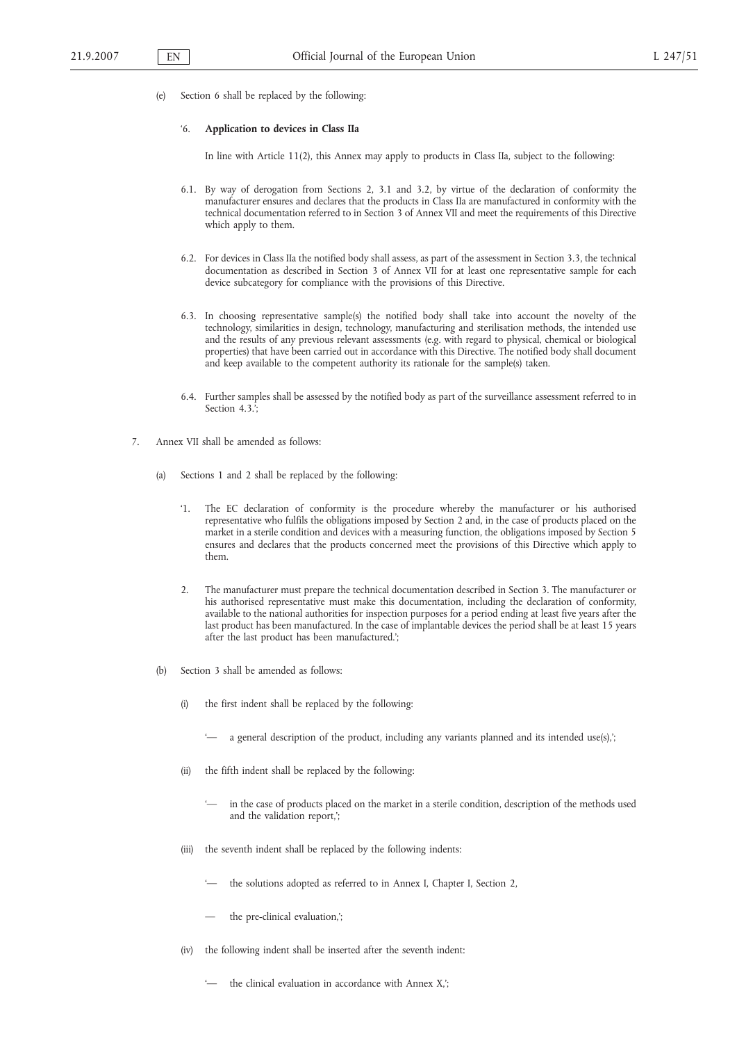(e) Section 6 shall be replaced by the following:

'6. **Application to devices in Class IIa**

In line with Article 11(2), this Annex may apply to products in Class IIa, subject to the following:

6.1. By way of derogation from Sections 2, 3.1 and 3.2, by virtue of the declaration of conformity the manufacturer ensures and declares that the products in Class IIa are manufactured in conformity with the technical documentation referred to in Section 3 of Annex VII and meet the requirements of this Directive which apply to them.

6.2. For devices in Class IIa the notified body shall assess, as part of the assessment in Section 3.3, the technical documentation as described in Section 3 of Annex VII for at least one representative sample for each device subcategory for compliance with the provisions of this Directive.

6.3. In choosing representative sample(s) the notified body shall take into account the novelty of the technology, similarities in design, technology, manufacturing and sterilisation methods, the intended use and the results of any previous relevant assessments (e.g. with regard to physical, chemical or biological properties) that have been carried out in accordance with this Directive. The notified body shall document and keep available to the competent authority its rationale for the sample(s) taken.

6.4. Further samples shall be assessed by the notified body as part of the surveillance assessment referred to in Section 4.3.';

7. Annex VII shall be amended as follows:

(a) Sections 1 and 2 shall be replaced by the following:

'1. The EC declaration of conformity is the procedure whereby the manufacturer or his authorised representative who fulfils the obligations imposed by Section 2 and, in the case of products placed on the market in a sterile condition and devices with a measuring function, the obligations imposed by Section 5 ensures and declares that the products concerned meet the provisions of this Directive which apply to them.

2. The manufacturer must prepare the technical documentation described in Section 3. The manufacturer or his authorised representative must make this documentation, including the declaration of conformity, available to the national authorities for inspection purposes for a period ending at least five years after the last product has been manufactured. In the case of implantable devices the period shall be at least 15 years after the last product has been manufactured.';

(b) Section 3 shall be amended as follows:

(i) the first indent shall be replaced by the following:

'— a general description of the product, including any variants planned and its intended use(s),';

(ii) the fifth indent shall be replaced by the following:

'— in the case of products placed on the market in a sterile condition, description of the methods used and the validation report,';

(iii) the seventh indent shall be replaced by the following indents:

'— the solutions adopted as referred to in Annex I, Chapter I, Section 2,

— the pre-clinical evaluation,';

(iv) the following indent shall be inserted after the seventh indent:

'— the clinical evaluation in accordance with Annex X,';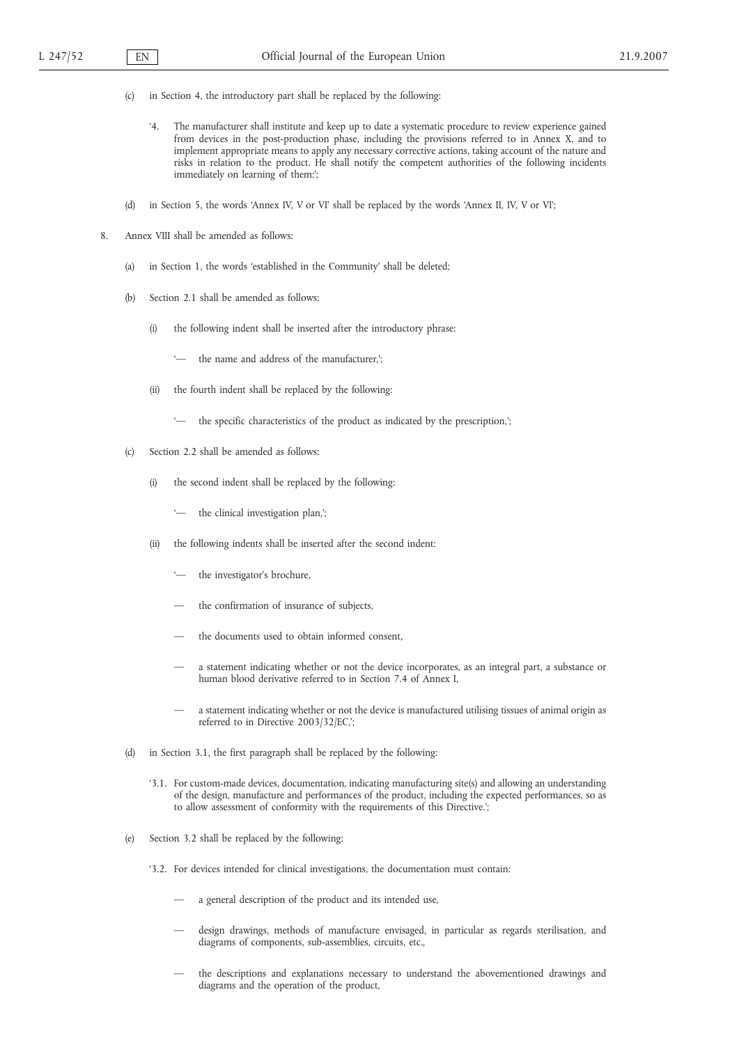(c) in Section 4, the introductory part shall be replaced by the following:

‘4. The manufacturer shall institute and keep up to date a systematic procedure to review experience gained from devices in the post-production phase, including the provisions referred to in Annex X, and to implement appropriate means to apply any necessary corrective actions, taking account of the nature and risks in relation to the product. He shall notify the competent authorities of the following incidents immediately on learning of them:’;

(d) in Section 5, the words ‘Annex IV, V or VI’ shall be replaced by the words ‘Annex II, IV, V or VI’;

8. Annex VIII shall be amended as follows:

(a) in Section 1, the words ‘established in the Community’ shall be deleted;

(b) Section 2.1 shall be amended as follows:

(i) the following indent shall be inserted after the introductory phrase:

‘— the name and address of the manufacturer,’;

(ii) the fourth indent shall be replaced by the following:

‘— the specific characteristics of the product as indicated by the prescription,’;

(c) Section 2.2 shall be amended as follows:

(i) the second indent shall be replaced by the following:

‘— the clinical investigation plan,’;

(ii) the following indents shall be inserted after the second indent:

‘— the investigator’s brochure,

— the confirmation of insurance of subjects,

— the documents used to obtain informed consent,

— a statement indicating whether or not the device incorporates, as an integral part, a substance or human blood derivative referred to in Section 7.4 of Annex I,

— a statement indicating whether or not the device is manufactured utilising tissues of animal origin as referred to in Directive 2003/32/EC,’;

(d) in Section 3.1, the first paragraph shall be replaced by the following:

‘3.1. For custom-made devices, documentation, indicating manufacturing site(s) and allowing an understanding of the design, manufacture and performances of the product, including the expected performances, so as to allow assessment of conformity with the requirements of this Directive.’;

(e) Section 3.2 shall be replaced by the following:

‘3.2. For devices intended for clinical investigations, the documentation must contain:

— a general description of the product and its intended use,

— design drawings, methods of manufacture envisaged, in particular as regards sterilisation, and diagrams of components, sub-assemblies, circuits, etc.,

— the descriptions and explanations necessary to understand the abovementioned drawings and diagrams and the operation of the product,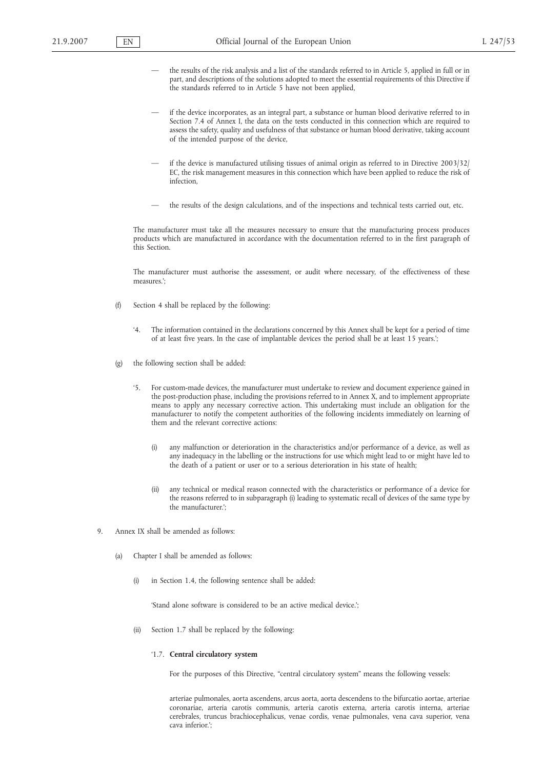— the results of the risk analysis and a list of the standards referred to in Article 5, applied in full or in part, and descriptions of the solutions adopted to meet the essential requirements of this Directive if the standards referred to in Article 5 have not been applied,

— if the device incorporates, as an integral part, a substance or human blood derivative referred to in Section 7.4 of Annex I, the data on the tests conducted in this connection which are required to assess the safety, quality and usefulness of that substance or human blood derivative, taking account of the intended purpose of the device,

— if the device is manufactured utilising tissues of animal origin as referred to in Directive 2003/32/EC, the risk management measures in this connection which have been applied to reduce the risk of infection,

— the results of the design calculations, and of the inspections and technical tests carried out, etc.

The manufacturer must take all the measures necessary to ensure that the manufacturing process produces products which are manufactured in accordance with the documentation referred to in the first paragraph of this Section.

The manufacturer must authorise the assessment, or audit where necessary, of the effectiveness of these measures.';

(f) Section 4 shall be replaced by the following:

'4. The information contained in the declarations concerned by this Annex shall be kept for a period of time of at least five years. In the case of implantable devices the period shall be at least 15 years.';

(g) the following section shall be added:

'5. For custom-made devices, the manufacturer must undertake to review and document experience gained in the post-production phase, including the provisions referred to in Annex X, and to implement appropriate means to apply any necessary corrective action. This undertaking must include an obligation for the manufacturer to notify the competent authorities of the following incidents immediately on learning of them and the relevant corrective actions:

(i) any malfunction or deterioration in the characteristics and/or performance of a device, as well as any inadequacy in the labelling or the instructions for use which might lead to or might have led to the death of a patient or user or to a serious deterioration in his state of health;

(ii) any technical or medical reason connected with the characteristics or performance of a device for the reasons referred to in subparagraph (i) leading to systematic recall of devices of the same type by the manufacturer.';

9. Annex IX shall be amended as follows:

(a) Chapter I shall be amended as follows:

(i) in Section 1.4, the following sentence shall be added:

'Stand alone software is considered to be an active medical device.';

(ii) Section 1.7 shall be replaced by the following:

'1.7. **Central circulatory system**

For the purposes of this Directive, "central circulatory system" means the following vessels:

arteriae pulmonales, aorta ascendens, arcus aorta, aorta descendens to the bifurcatio aortae, arteriae coronariae, arteria carotis communis, arteria carotis externa, arteria carotis interna, arteriae cerebrales, truncus brachiocephalicus, venae cordis, venae pulmonales, vena cava superior, vena cava inferior.';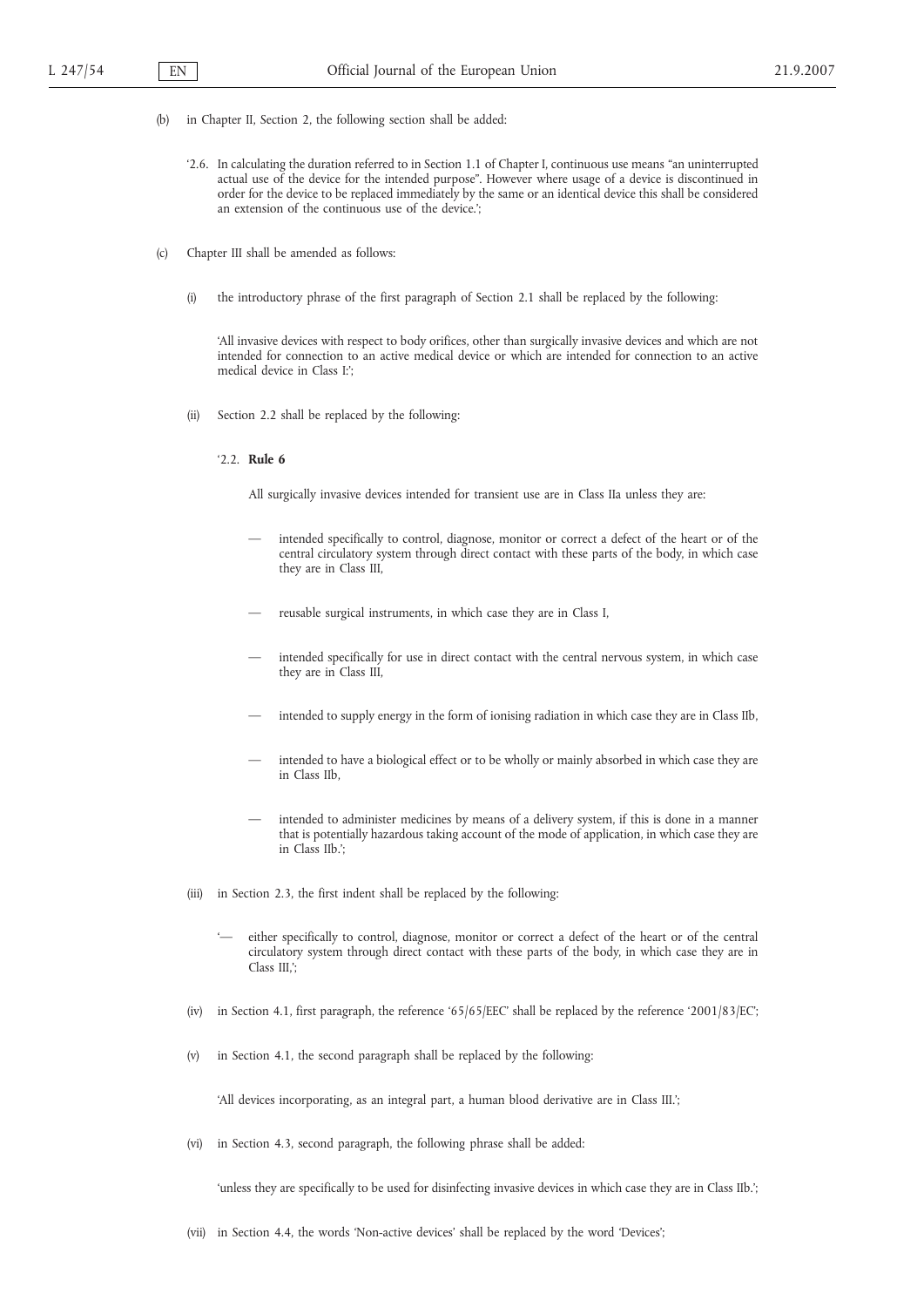(b) in Chapter II, Section 2, the following section shall be added:

'2.6. In calculating the duration referred to in Section 1.1 of Chapter I, continuous use means "an uninterrupted actual use of the device for the intended purpose". However where usage of a device is discontinued in order for the device to be replaced immediately by the same or an identical device this shall be considered an extension of the continuous use of the device.';

(c) Chapter III shall be amended as follows:

(i) the introductory phrase of the first paragraph of Section 2.1 shall be replaced by the following:

'All invasive devices with respect to body orifices, other than surgically invasive devices and which are not intended for connection to an active medical device or which are intended for connection to an active medical device in Class I:';

(ii) Section 2.2 shall be replaced by the following:

'2.2. **Rule 6**

All surgically invasive devices intended for transient use are in Class IIa unless they are:

— intended specifically to control, diagnose, monitor or correct a defect of the heart or of the central circulatory system through direct contact with these parts of the body, in which case they are in Class III,

— reusable surgical instruments, in which case they are in Class I,

— intended specifically for use in direct contact with the central nervous system, in which case they are in Class III,

— intended to supply energy in the form of ionising radiation in which case they are in Class IIb,

— intended to have a biological effect or to be wholly or mainly absorbed in which case they are in Class IIb,

— intended to administer medicines by means of a delivery system, if this is done in a manner that is potentially hazardous taking account of the mode of application, in which case they are in Class IIb.';

(iii) in Section 2.3, the first indent shall be replaced by the following:

'— either specifically to control, diagnose, monitor or correct a defect of the heart or of the central circulatory system through direct contact with these parts of the body, in which case they are in Class III,';

(iv) in Section 4.1, first paragraph, the reference '65/65/EEC' shall be replaced by the reference '2001/83/EC';

(v) in Section 4.1, the second paragraph shall be replaced by the following:

'All devices incorporating, as an integral part, a human blood derivative are in Class III.';

(vi) in Section 4.3, second paragraph, the following phrase shall be added:

'unless they are specifically to be used for disinfecting invasive devices in which case they are in Class IIb.';

(vii) in Section 4.4, the words 'Non-active devices' shall be replaced by the word 'Devices';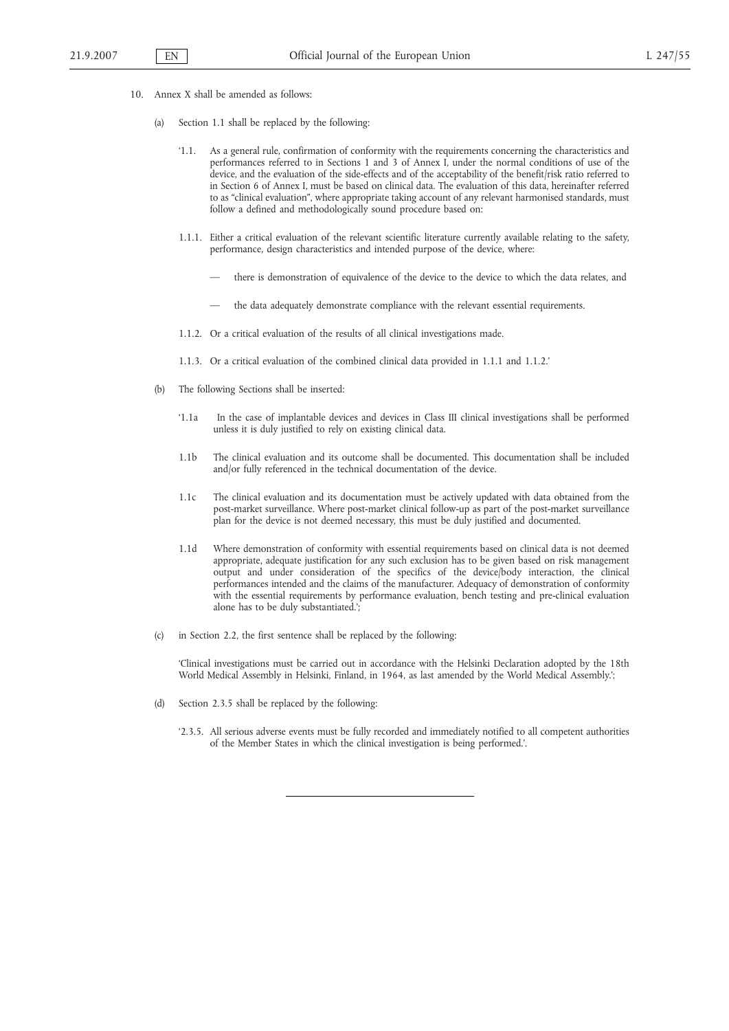10. Annex X shall be amended as follows:

(a) Section 1.1 shall be replaced by the following:

'1.1. As a general rule, confirmation of conformity with the requirements concerning the characteristics and performances referred to in Sections 1 and 3 of Annex I, under the normal conditions of use of the device, and the evaluation of the side-effects and of the acceptability of the benefit/risk ratio referred to in Section 6 of Annex I, must be based on clinical data. The evaluation of this data, hereinafter referred to as "clinical evaluation", where appropriate taking account of any relevant harmonised standards, must follow a defined and methodologically sound procedure based on:

1.1.1. Either a critical evaluation of the relevant scientific literature currently available relating to the safety, performance, design characteristics and intended purpose of the device, where:

— there is demonstration of equivalence of the device to the device to which the data relates, and

— the data adequately demonstrate compliance with the relevant essential requirements.

1.1.2. Or a critical evaluation of the results of all clinical investigations made.

1.1.3. Or a critical evaluation of the combined clinical data provided in 1.1.1 and 1.1.2.'

(b) The following Sections shall be inserted:

'1.1a In the case of implantable devices and devices in Class III clinical investigations shall be performed unless it is duly justified to rely on existing clinical data.

1.1b The clinical evaluation and its outcome shall be documented. This documentation shall be included and/or fully referenced in the technical documentation of the device.

1.1c The clinical evaluation and its documentation must be actively updated with data obtained from the post-market surveillance. Where post-market clinical follow-up as part of the post-market surveillance plan for the device is not deemed necessary, this must be duly justified and documented.

1.1d Where demonstration of conformity with essential requirements based on clinical data is not deemed appropriate, adequate justification for any such exclusion has to be given based on risk management output and under consideration of the specifics of the device/body interaction, the clinical performances intended and the claims of the manufacturer. Adequacy of demonstration of conformity with the essential requirements by performance evaluation, bench testing and pre-clinical evaluation alone has to be duly substantiated.';

(c) in Section 2.2, the first sentence shall be replaced by the following:

'Clinical investigations must be carried out in accordance with the Helsinki Declaration adopted by the 18th World Medical Assembly in Helsinki, Finland, in 1964, as last amended by the World Medical Assembly.';

(d) Section 2.3.5 shall be replaced by the following:

'2.3.5. All serious adverse events must be fully recorded and immediately notified to all competent authorities of the Member States in which the clinical investigation is being performed.'.